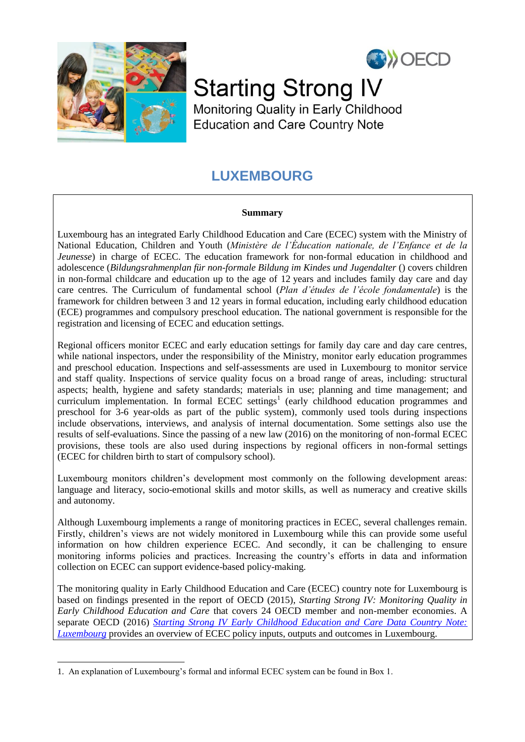# Starting Strong IV

Monitoring Quality in Early Childhood Education and Care Country Note

## LUXEMBOURG

**Summary**

Luxembourg has an integrated Early Childhood Education and Care (ECEC) system with the Ministry of National Education, Children and Youth (*Ministère de l'Éducation nationale, de l'Enfance et de la Jeunesse*) in charge of ECEC. The education framework for non-formal education in childhood and adolescence (*Bildungsrahmenplan für non-formale Bildung im Kindes und Jugendalter* () covers children in non-formal childcare and education up to the age of 12 years and includes family day care and day care centres. The Curriculum of fundamental school (*Plan d'études de l'école fondamentale*) is the framework for children between 3 and 12 years in formal education, including early childhood education (ECE) programmes and compulsory preschool education. The national government is responsible for the registration and licensing of ECEC and education settings.

Regional officers monitor ECEC and early education settings for family day care and day care centres, while national inspectors, under the responsibility of the Ministry, monitor early education programmes and preschool education. Inspections and self-assessments are used in Luxembourg to monitor service and staff quality. Inspections of service quality focus on a broad range of areas, including: structural aspects; health, hygiene and safety standards; materials in use; planning and time management; and curriculum implementation. In formal ECEC settings[1] (early childhood education programmes and preschool for 3-6 year-olds as part of the public system), commonly used tools during inspections include observations, interviews, and analysis of internal documentation. Some settings also use the results of self-evaluations. Since the passing of a new law (2016) on the monitoring of non-formal ECEC provisions, these tools are also used during inspections by regional officers in non-formal settings (ECEC for children birth to start of compulsory school).

Luxembourg monitors children's development most commonly on the following development areas: language and literacy, socio-emotional skills and motor skills, as well as numeracy and creative skills and autonomy.

Although Luxembourg implements a range of monitoring practices in ECEC, several challenges remain. Firstly, children's views are not widely monitored in Luxembourg while this can provide some useful information on how children experience ECEC. And secondly, it can be challenging to ensure monitoring informs policies and practices. Increasing the country's efforts in data and information collection on ECEC can support evidence-based policy-making.

The monitoring quality in Early Childhood Education and Care (ECEC) country note for Luxembourg is based on findings presented in the report of OECD (2015), *Starting Strong IV: Monitoring Quality in Early Childhood Education and Care* that covers 24 OECD member and non-member economies. A separate OECD (2016) [*Starting Strong IV Early Childhood Education and Care Data Country Note: Luxembourg*] provides an overview of ECEC policy inputs, outputs and outcomes in Luxembourg.

---

1. An explanation of Luxembourg's formal and informal ECEC system can be found in Box 1.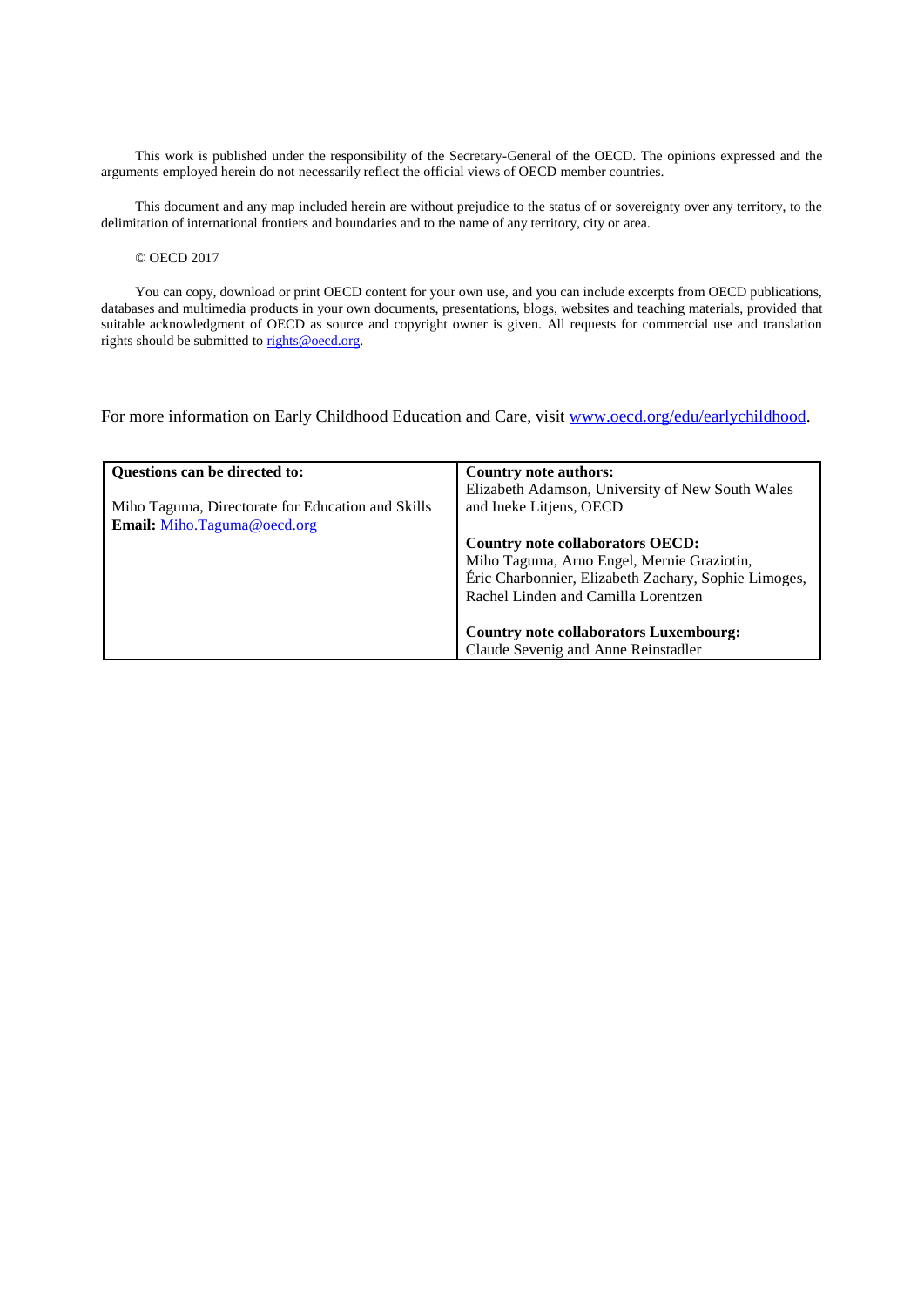This work is published under the responsibility of the Secretary-General of the OECD. The opinions expressed and the arguments employed herein do not necessarily reflect the official views of OECD member countries.

This document and any map included herein are without prejudice to the status of or sovereignty over any territory, to the delimitation of international frontiers and boundaries and to the name of any territory, city or area.

© OECD 2017

You can copy, download or print OECD content for your own use, and you can include excerpts from OECD publications, databases and multimedia products in your own documents, presentations, blogs, websites and teaching materials, provided that suitable acknowledgment of OECD as source and copyright owner is given. All requests for commercial use and translation rights should be submitted to rights@oecd.org.

For more information on Early Childhood Education and Care, visit www.oecd.org/edu/earlychildhood.

| **Questions can be directed to:** | **Country note authors:** |
|---|---|
| Miho Taguma, Directorate for Education and Skills<br>**Email:** Miho.Taguma@oecd.org | Elizabeth Adamson, University of New South Wales and Ineke Litjens, OECD<br><br>**Country note collaborators OECD:**<br>Miho Taguma, Arno Engel, Mernie Graziotin, Éric Charbonnier, Elizabeth Zachary, Sophie Limoges, Rachel Linden and Camilla Lorentzen<br><br>**Country note collaborators Luxembourg:**<br>Claude Sevenig and Anne Reinstadler |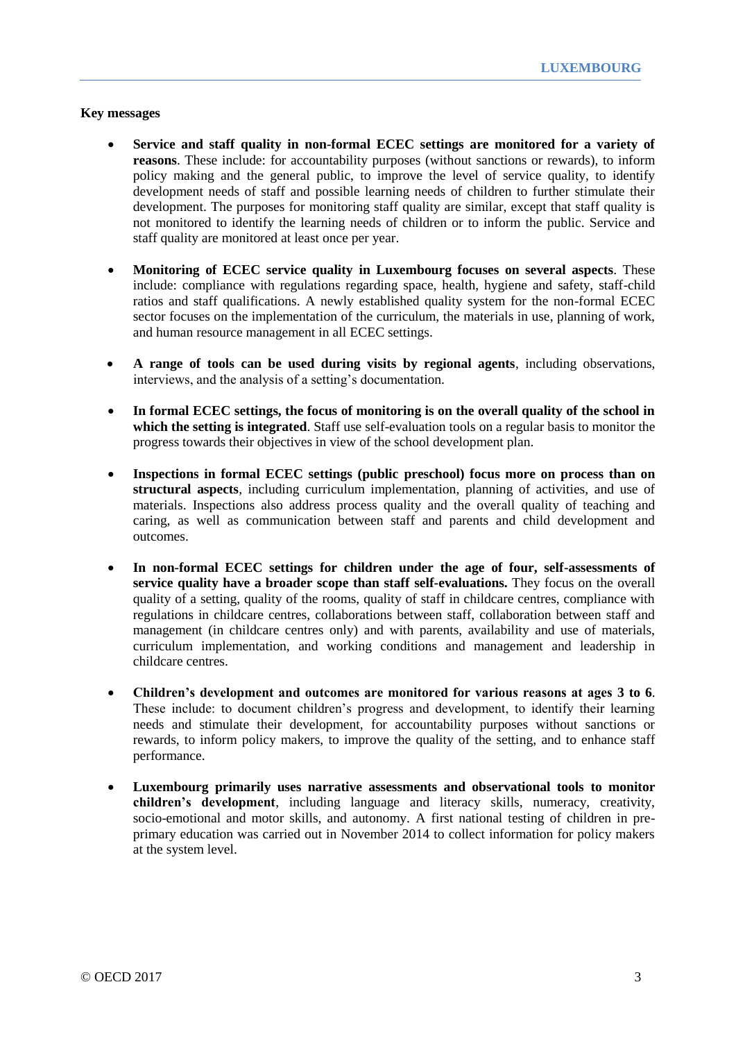**Key messages**

- **Service and staff quality in non-formal ECEC settings are monitored for a variety of reasons**. These include: for accountability purposes (without sanctions or rewards), to inform policy making and the general public, to improve the level of service quality, to identify development needs of staff and possible learning needs of children to further stimulate their development. The purposes for monitoring staff quality are similar, except that staff quality is not monitored to identify the learning needs of children or to inform the public. Service and staff quality are monitored at least once per year.

- **Monitoring of ECEC service quality in Luxembourg focuses on several aspects**. These include: compliance with regulations regarding space, health, hygiene and safety, staff-child ratios and staff qualifications. A newly established quality system for the non-formal ECEC sector focuses on the implementation of the curriculum, the materials in use, planning of work, and human resource management in all ECEC settings.

- **A range of tools can be used during visits by regional agents**, including observations, interviews, and the analysis of a setting's documentation.

- **In formal ECEC settings, the focus of monitoring is on the overall quality of the school in which the setting is integrated**. Staff use self-evaluation tools on a regular basis to monitor the progress towards their objectives in view of the school development plan.

- **Inspections in formal ECEC settings (public preschool) focus more on process than on structural aspects**, including curriculum implementation, planning of activities, and use of materials. Inspections also address process quality and the overall quality of teaching and caring, as well as communication between staff and parents and child development and outcomes.

- **In non-formal ECEC settings for children under the age of four, self-assessments of service quality have a broader scope than staff self-evaluations.** They focus on the overall quality of a setting, quality of the rooms, quality of staff in childcare centres, compliance with regulations in childcare centres, collaborations between staff, collaboration between staff and management (in childcare centres only) and with parents, availability and use of materials, curriculum implementation, and working conditions and management and leadership in childcare centres.

- **Children's development and outcomes are monitored for various reasons at ages 3 to 6**. These include: to document children's progress and development, to identify their learning needs and stimulate their development, for accountability purposes without sanctions or rewards, to inform policy makers, to improve the quality of the setting, and to enhance staff performance.

- **Luxembourg primarily uses narrative assessments and observational tools to monitor children's development**, including language and literacy skills, numeracy, creativity, socio-emotional and motor skills, and autonomy. A first national testing of children in pre-primary education was carried out in November 2014 to collect information for policy makers at the system level.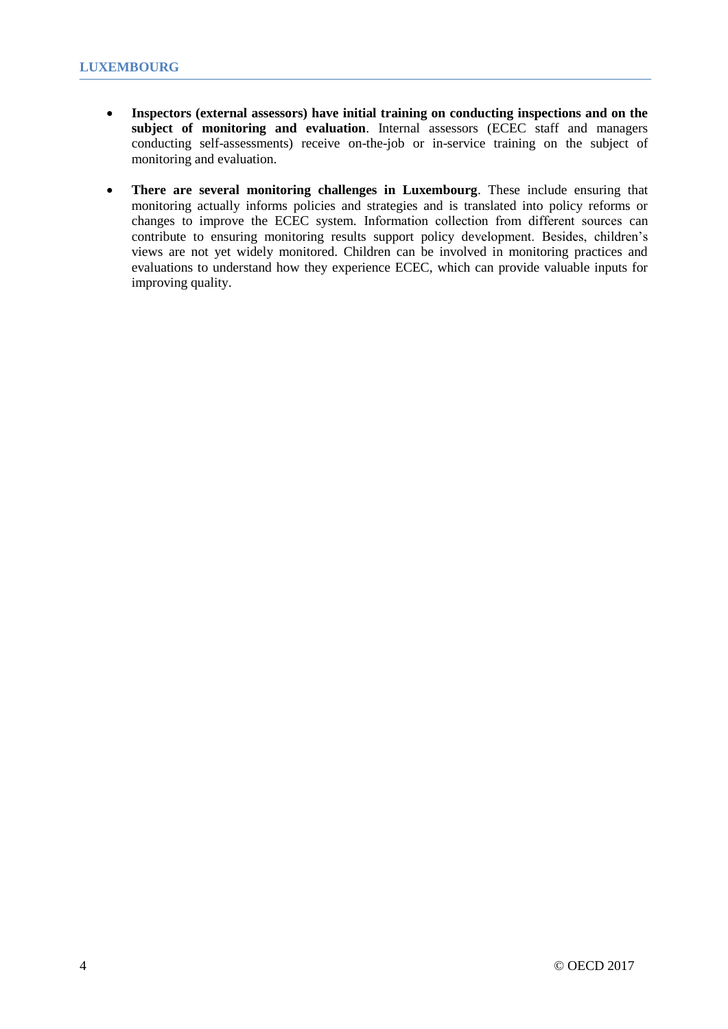- **Inspectors (external assessors) have initial training on conducting inspections and on the subject of monitoring and evaluation**. Internal assessors (ECEC staff and managers conducting self-assessments) receive on-the-job or in-service training on the subject of monitoring and evaluation.

- **There are several monitoring challenges in Luxembourg**. These include ensuring that monitoring actually informs policies and strategies and is translated into policy reforms or changes to improve the ECEC system. Information collection from different sources can contribute to ensuring monitoring results support policy development. Besides, children's views are not yet widely monitored. Children can be involved in monitoring practices and evaluations to understand how they experience ECEC, which can provide valuable inputs for improving quality.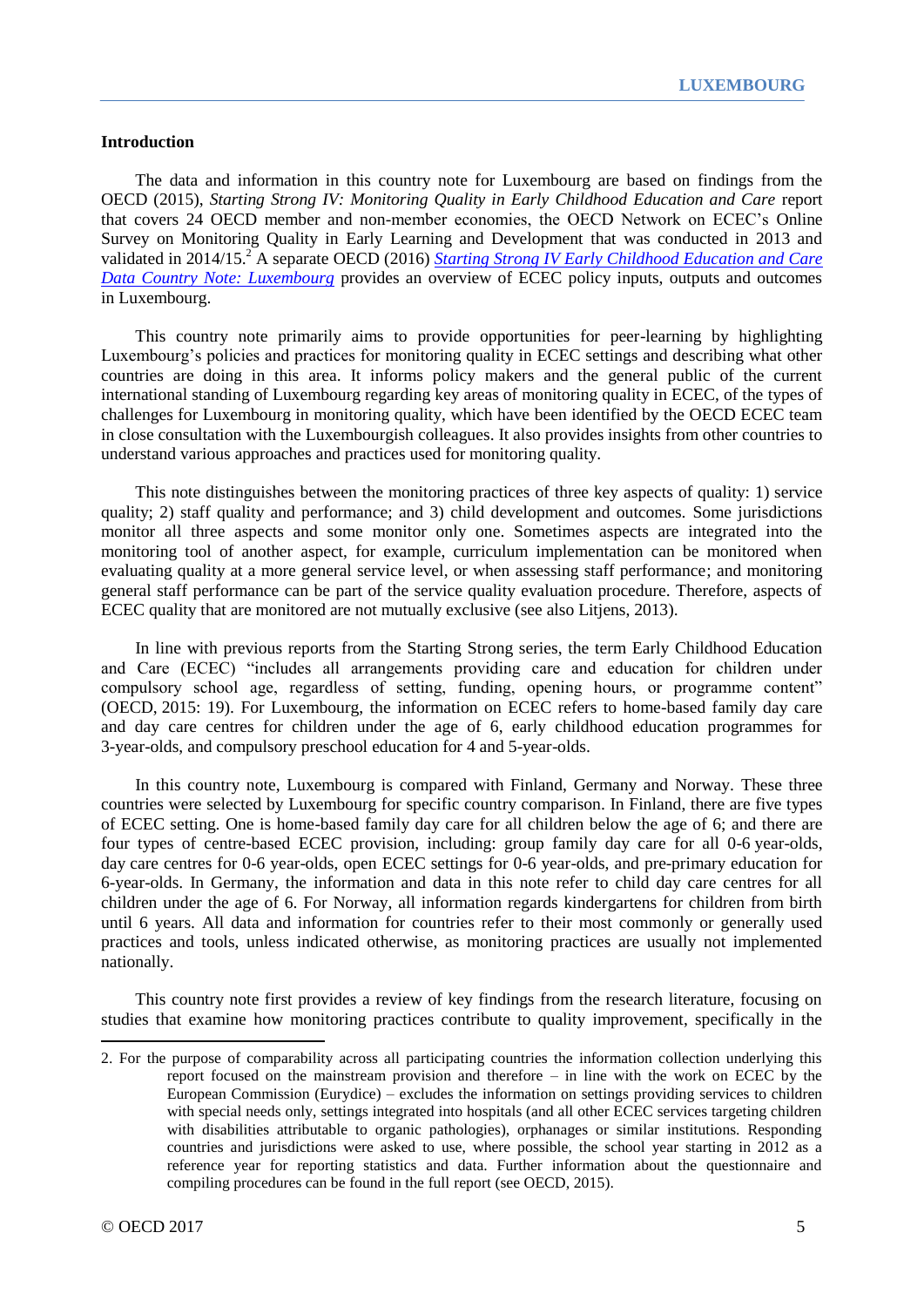## Introduction

The data and information in this country note for Luxembourg are based on findings from the OECD (2015), *Starting Strong IV: Monitoring Quality in Early Childhood Education and Care* report that covers 24 OECD member and non-member economies, the OECD Network on ECEC's Online Survey on Monitoring Quality in Early Learning and Development that was conducted in 2013 and validated in 2014/15.[2] A separate OECD (2016) *Starting Strong IV Early Childhood Education and Care Data Country Note: Luxembourg* provides an overview of ECEC policy inputs, outputs and outcomes in Luxembourg.

This country note primarily aims to provide opportunities for peer-learning by highlighting Luxembourg's policies and practices for monitoring quality in ECEC settings and describing what other countries are doing in this area. It informs policy makers and the general public of the current international standing of Luxembourg regarding key areas of monitoring quality in ECEC, of the types of challenges for Luxembourg in monitoring quality, which have been identified by the OECD ECEC team in close consultation with the Luxembourgish colleagues. It also provides insights from other countries to understand various approaches and practices used for monitoring quality.

This note distinguishes between the monitoring practices of three key aspects of quality: 1) service quality; 2) staff quality and performance; and 3) child development and outcomes. Some jurisdictions monitor all three aspects and some monitor only one. Sometimes aspects are integrated into the monitoring tool of another aspect, for example, curriculum implementation can be monitored when evaluating quality at a more general service level, or when assessing staff performance; and monitoring general staff performance can be part of the service quality evaluation procedure. Therefore, aspects of ECEC quality that are monitored are not mutually exclusive (see also Litjens, 2013).

In line with previous reports from the Starting Strong series, the term Early Childhood Education and Care (ECEC) "includes all arrangements providing care and education for children under compulsory school age, regardless of setting, funding, opening hours, or programme content" (OECD, 2015: 19). For Luxembourg, the information on ECEC refers to home-based family day care and day care centres for children under the age of 6, early childhood education programmes for 3-year-olds, and compulsory preschool education for 4 and 5-year-olds.

In this country note, Luxembourg is compared with Finland, Germany and Norway. These three countries were selected by Luxembourg for specific country comparison. In Finland, there are five types of ECEC setting. One is home-based family day care for all children below the age of 6; and there are four types of centre-based ECEC provision, including: group family day care for all 0-6 year-olds, day care centres for 0-6 year-olds, open ECEC settings for 0-6 year-olds, and pre-primary education for 6-year-olds. In Germany, the information and data in this note refer to child day care centres for all children under the age of 6. For Norway, all information regards kindergartens for children from birth until 6 years. All data and information for countries refer to their most commonly or generally used practices and tools, unless indicated otherwise, as monitoring practices are usually not implemented nationally.

This country note first provides a review of key findings from the research literature, focusing on studies that examine how monitoring practices contribute to quality improvement, specifically in the

2. For the purpose of comparability across all participating countries the information collection underlying this report focused on the mainstream provision and therefore – in line with the work on ECEC by the European Commission (Eurydice) – excludes the information on settings providing services to children with special needs only, settings integrated into hospitals (and all other ECEC services targeting children with disabilities attributable to organic pathologies), orphanages or similar institutions. Responding countries and jurisdictions were asked to use, where possible, the school year starting in 2012 as a reference year for reporting statistics and data. Further information about the questionnaire and compiling procedures can be found in the full report (see OECD, 2015).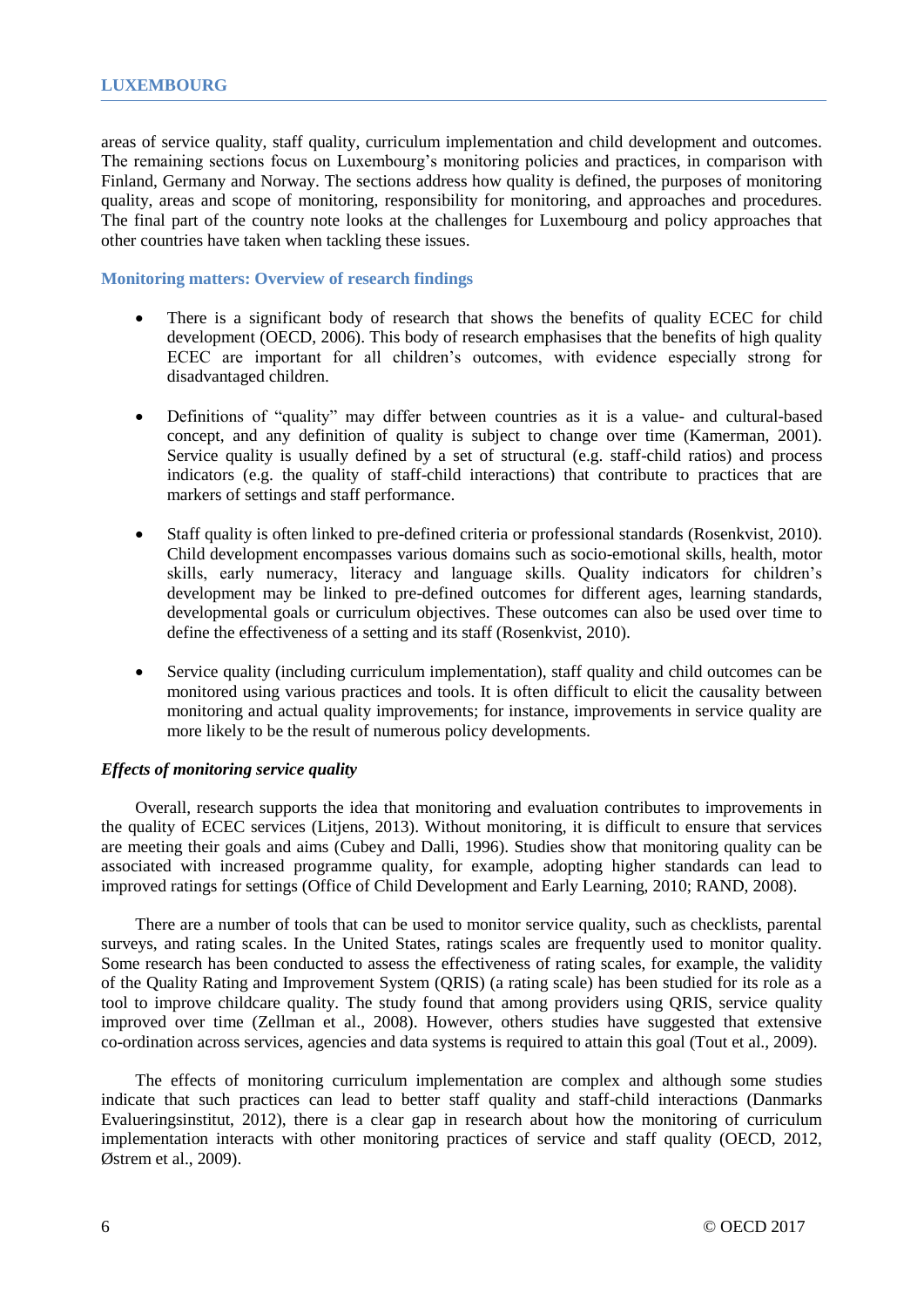areas of service quality, staff quality, curriculum implementation and child development and outcomes. The remaining sections focus on Luxembourg's monitoring policies and practices, in comparison with Finland, Germany and Norway. The sections address how quality is defined, the purposes of monitoring quality, areas and scope of monitoring, responsibility for monitoring, and approaches and procedures. The final part of the country note looks at the challenges for Luxembourg and policy approaches that other countries have taken when tackling these issues.

## Monitoring matters: Overview of research findings

- There is a significant body of research that shows the benefits of quality ECEC for child development (OECD, 2006). This body of research emphasises that the benefits of high quality ECEC are important for all children's outcomes, with evidence especially strong for disadvantaged children.

- Definitions of "quality" may differ between countries as it is a value- and cultural-based concept, and any definition of quality is subject to change over time (Kamerman, 2001). Service quality is usually defined by a set of structural (e.g. staff-child ratios) and process indicators (e.g. the quality of staff-child interactions) that contribute to practices that are markers of settings and staff performance.

- Staff quality is often linked to pre-defined criteria or professional standards (Rosenkvist, 2010). Child development encompasses various domains such as socio-emotional skills, health, motor skills, early numeracy, literacy and language skills. Quality indicators for children's development may be linked to pre-defined outcomes for different ages, learning standards, developmental goals or curriculum objectives. These outcomes can also be used over time to define the effectiveness of a setting and its staff (Rosenkvist, 2010).

- Service quality (including curriculum implementation), staff quality and child outcomes can be monitored using various practices and tools. It is often difficult to elicit the causality between monitoring and actual quality improvements; for instance, improvements in service quality are more likely to be the result of numerous policy developments.

### *Effects of monitoring service quality*

Overall, research supports the idea that monitoring and evaluation contributes to improvements in the quality of ECEC services (Litjens, 2013). Without monitoring, it is difficult to ensure that services are meeting their goals and aims (Cubey and Dalli, 1996). Studies show that monitoring quality can be associated with increased programme quality, for example, adopting higher standards can lead to improved ratings for settings (Office of Child Development and Early Learning, 2010; RAND, 2008).

There are a number of tools that can be used to monitor service quality, such as checklists, parental surveys, and rating scales. In the United States, ratings scales are frequently used to monitor quality. Some research has been conducted to assess the effectiveness of rating scales, for example, the validity of the Quality Rating and Improvement System (QRIS) (a rating scale) has been studied for its role as a tool to improve childcare quality. The study found that among providers using QRIS, service quality improved over time (Zellman et al., 2008). However, others studies have suggested that extensive co-ordination across services, agencies and data systems is required to attain this goal (Tout et al., 2009).

The effects of monitoring curriculum implementation are complex and although some studies indicate that such practices can lead to better staff quality and staff-child interactions (Danmarks Evalueringsinstitut, 2012), there is a clear gap in research about how the monitoring of curriculum implementation interacts with other monitoring practices of service and staff quality (OECD, 2012, Østrem et al., 2009).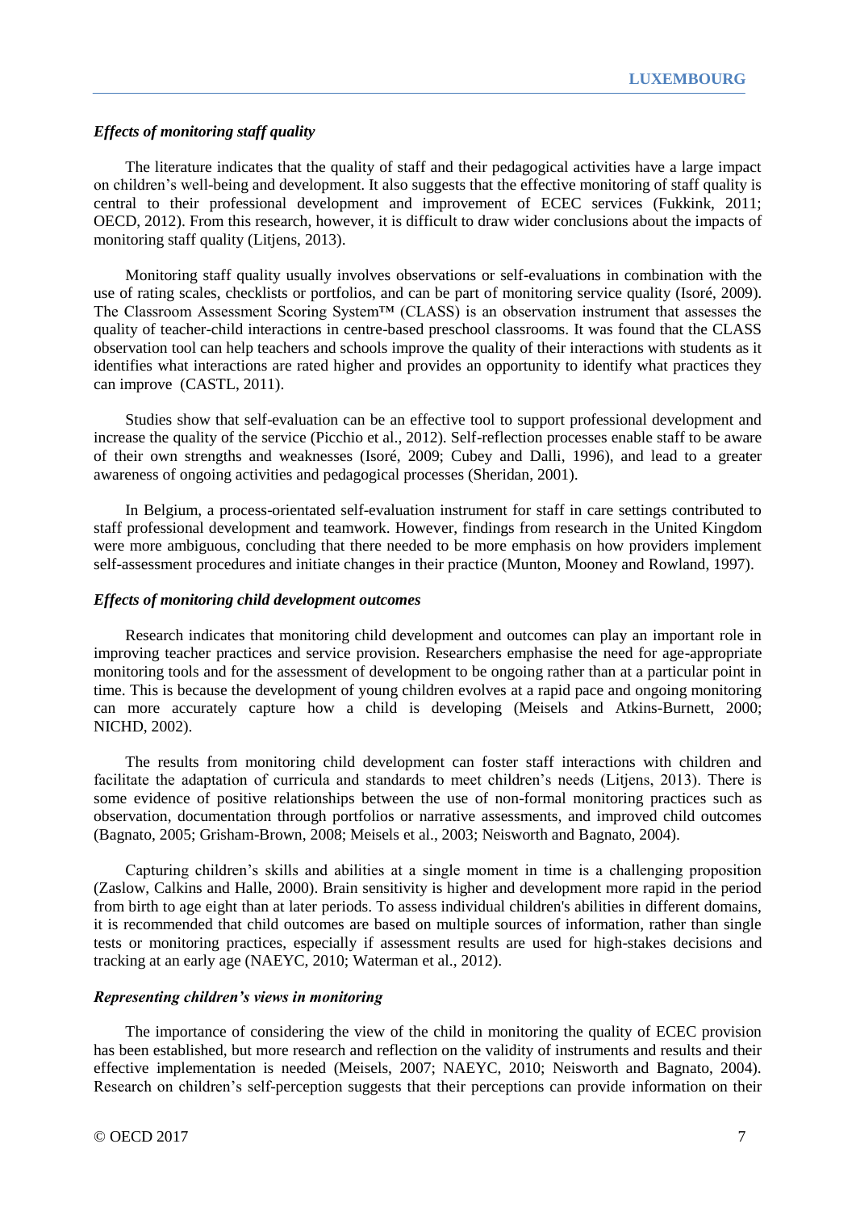### *Effects of monitoring staff quality*

The literature indicates that the quality of staff and their pedagogical activities have a large impact on children's well-being and development. It also suggests that the effective monitoring of staff quality is central to their professional development and improvement of ECEC services (Fukkink, 2011; OECD, 2012). From this research, however, it is difficult to draw wider conclusions about the impacts of monitoring staff quality (Litjens, 2013).

Monitoring staff quality usually involves observations or self-evaluations in combination with the use of rating scales, checklists or portfolios, and can be part of monitoring service quality (Isoré, 2009). The Classroom Assessment Scoring System™ (CLASS) is an observation instrument that assesses the quality of teacher-child interactions in centre-based preschool classrooms. It was found that the CLASS observation tool can help teachers and schools improve the quality of their interactions with students as it identifies what interactions are rated higher and provides an opportunity to identify what practices they can improve (CASTL, 2011).

Studies show that self-evaluation can be an effective tool to support professional development and increase the quality of the service (Picchio et al., 2012). Self-reflection processes enable staff to be aware of their own strengths and weaknesses (Isoré, 2009; Cubey and Dalli, 1996), and lead to a greater awareness of ongoing activities and pedagogical processes (Sheridan, 2001).

In Belgium, a process-orientated self-evaluation instrument for staff in care settings contributed to staff professional development and teamwork. However, findings from research in the United Kingdom were more ambiguous, concluding that there needed to be more emphasis on how providers implement self-assessment procedures and initiate changes in their practice (Munton, Mooney and Rowland, 1997).

### *Effects of monitoring child development outcomes*

Research indicates that monitoring child development and outcomes can play an important role in improving teacher practices and service provision. Researchers emphasise the need for age-appropriate monitoring tools and for the assessment of development to be ongoing rather than at a particular point in time. This is because the development of young children evolves at a rapid pace and ongoing monitoring can more accurately capture how a child is developing (Meisels and Atkins-Burnett, 2000; NICHD, 2002).

The results from monitoring child development can foster staff interactions with children and facilitate the adaptation of curricula and standards to meet children's needs (Litjens, 2013). There is some evidence of positive relationships between the use of non-formal monitoring practices such as observation, documentation through portfolios or narrative assessments, and improved child outcomes (Bagnato, 2005; Grisham-Brown, 2008; Meisels et al., 2003; Neisworth and Bagnato, 2004).

Capturing children's skills and abilities at a single moment in time is a challenging proposition (Zaslow, Calkins and Halle, 2000). Brain sensitivity is higher and development more rapid in the period from birth to age eight than at later periods. To assess individual children's abilities in different domains, it is recommended that child outcomes are based on multiple sources of information, rather than single tests or monitoring practices, especially if assessment results are used for high-stakes decisions and tracking at an early age (NAEYC, 2010; Waterman et al., 2012).

### *Representing children's views in monitoring*

The importance of considering the view of the child in monitoring the quality of ECEC provision has been established, but more research and reflection on the validity of instruments and results and their effective implementation is needed (Meisels, 2007; NAEYC, 2010; Neisworth and Bagnato, 2004). Research on children's self-perception suggests that their perceptions can provide information on their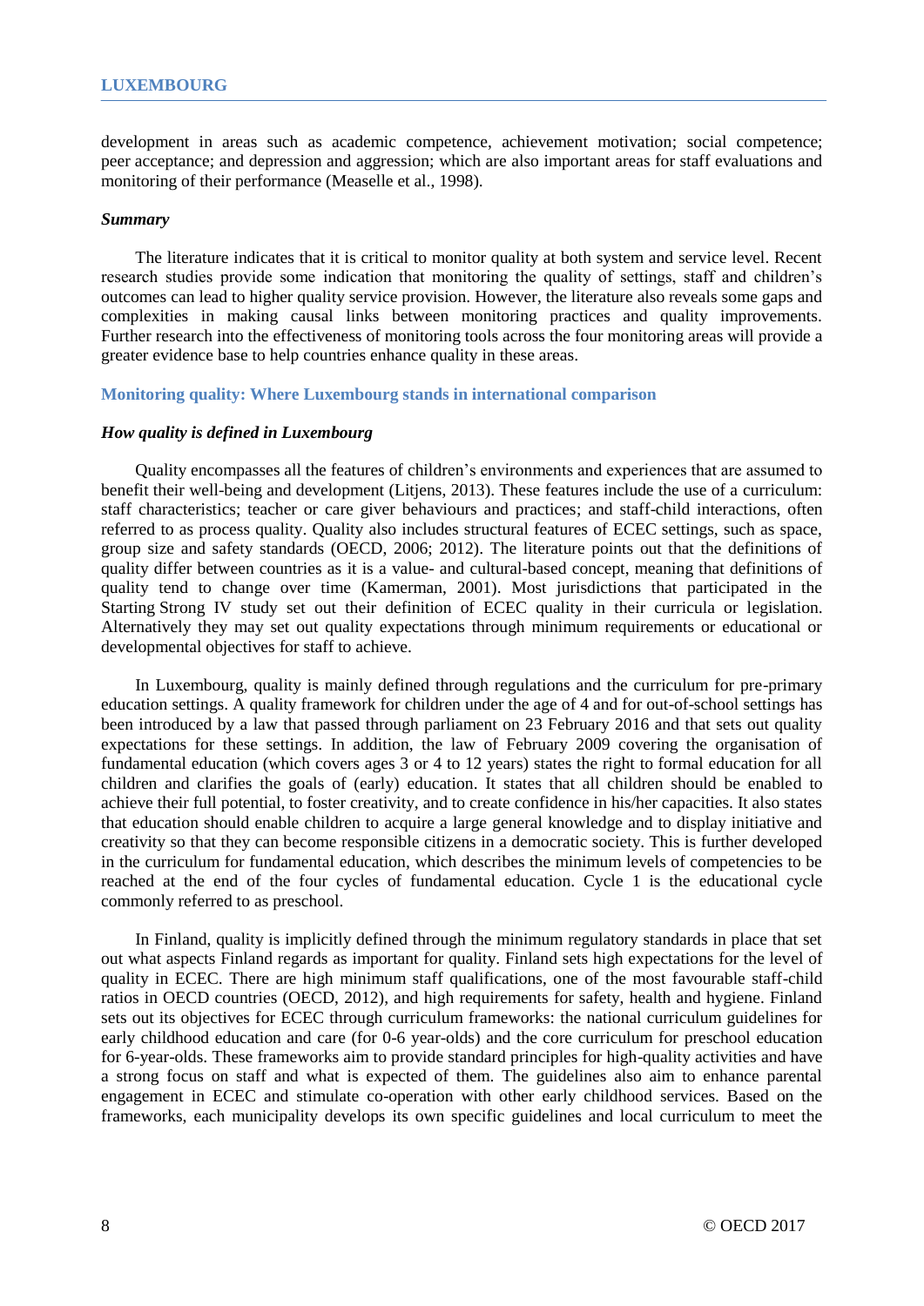development in areas such as academic competence, achievement motivation; social competence; peer acceptance; and depression and aggression; which are also important areas for staff evaluations and monitoring of their performance (Measelle et al., 1998).

### *Summary*

The literature indicates that it is critical to monitor quality at both system and service level. Recent research studies provide some indication that monitoring the quality of settings, staff and children's outcomes can lead to higher quality service provision. However, the literature also reveals some gaps and complexities in making causal links between monitoring practices and quality improvements. Further research into the effectiveness of monitoring tools across the four monitoring areas will provide a greater evidence base to help countries enhance quality in these areas.

## Monitoring quality: Where Luxembourg stands in international comparison

### *How quality is defined in Luxembourg*

Quality encompasses all the features of children's environments and experiences that are assumed to benefit their well-being and development (Litjens, 2013). These features include the use of a curriculum: staff characteristics; teacher or care giver behaviours and practices; and staff-child interactions, often referred to as process quality. Quality also includes structural features of ECEC settings, such as space, group size and safety standards (OECD, 2006; 2012). The literature points out that the definitions of quality differ between countries as it is a value- and cultural-based concept, meaning that definitions of quality tend to change over time (Kamerman, 2001). Most jurisdictions that participated in the Starting Strong IV study set out their definition of ECEC quality in their curricula or legislation. Alternatively they may set out quality expectations through minimum requirements or educational or developmental objectives for staff to achieve.

In Luxembourg, quality is mainly defined through regulations and the curriculum for pre-primary education settings. A quality framework for children under the age of 4 and for out-of-school settings has been introduced by a law that passed through parliament on 23 February 2016 and that sets out quality expectations for these settings. In addition, the law of February 2009 covering the organisation of fundamental education (which covers ages 3 or 4 to 12 years) states the right to formal education for all children and clarifies the goals of (early) education. It states that all children should be enabled to achieve their full potential, to foster creativity, and to create confidence in his/her capacities. It also states that education should enable children to acquire a large general knowledge and to display initiative and creativity so that they can become responsible citizens in a democratic society. This is further developed in the curriculum for fundamental education, which describes the minimum levels of competencies to be reached at the end of the four cycles of fundamental education. Cycle 1 is the educational cycle commonly referred to as preschool.

In Finland, quality is implicitly defined through the minimum regulatory standards in place that set out what aspects Finland regards as important for quality. Finland sets high expectations for the level of quality in ECEC. There are high minimum staff qualifications, one of the most favourable staff-child ratios in OECD countries (OECD, 2012), and high requirements for safety, health and hygiene. Finland sets out its objectives for ECEC through curriculum frameworks: the national curriculum guidelines for early childhood education and care (for 0-6 year-olds) and the core curriculum for preschool education for 6-year-olds. These frameworks aim to provide standard principles for high-quality activities and have a strong focus on staff and what is expected of them. The guidelines also aim to enhance parental engagement in ECEC and stimulate co-operation with other early childhood services. Based on the frameworks, each municipality develops its own specific guidelines and local curriculum to meet the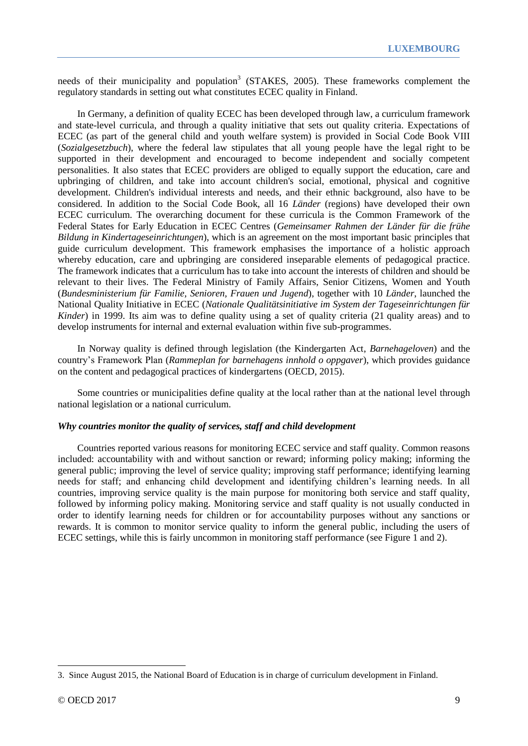needs of their municipality and population[3] (STAKES, 2005). These frameworks complement the regulatory standards in setting out what constitutes ECEC quality in Finland.

In Germany, a definition of quality ECEC has been developed through law, a curriculum framework and state-level curricula, and through a quality initiative that sets out quality criteria. Expectations of ECEC (as part of the general child and youth welfare system) is provided in Social Code Book VIII (*Sozialgesetzbuch*), where the federal law stipulates that all young people have the legal right to be supported in their development and encouraged to become independent and socially competent personalities. It also states that ECEC providers are obliged to equally support the education, care and upbringing of children, and take into account children's social, emotional, physical and cognitive development. Children's individual interests and needs, and their ethnic background, also have to be considered. In addition to the Social Code Book, all 16 *Länder* (regions) have developed their own ECEC curriculum. The overarching document for these curricula is the Common Framework of the Federal States for Early Education in ECEC Centres (*Gemeinsamer Rahmen der Länder für die frühe Bildung in Kindertageseinrichtungen*), which is an agreement on the most important basic principles that guide curriculum development. This framework emphasises the importance of a holistic approach whereby education, care and upbringing are considered inseparable elements of pedagogical practice. The framework indicates that a curriculum has to take into account the interests of children and should be relevant to their lives. The Federal Ministry of Family Affairs, Senior Citizens, Women and Youth (*Bundesministerium für Familie, Senioren, Frauen und Jugend*), together with 10 *Länder*, launched the National Quality Initiative in ECEC (*Nationale Qualitätsinitiative im System der Tageseinrichtungen für Kinder*) in 1999. Its aim was to define quality using a set of quality criteria (21 quality areas) and to develop instruments for internal and external evaluation within five sub-programmes.

In Norway quality is defined through legislation (the Kindergarten Act, *Barnehageloven*) and the country's Framework Plan (*Rammeplan for barnehagens innhold o oppgaver*), which provides guidance on the content and pedagogical practices of kindergartens (OECD, 2015).

Some countries or municipalities define quality at the local rather than at the national level through national legislation or a national curriculum.

### *Why countries monitor the quality of services, staff and child development*

Countries reported various reasons for monitoring ECEC service and staff quality. Common reasons included: accountability with and without sanction or reward; informing policy making; informing the general public; improving the level of service quality; improving staff performance; identifying learning needs for staff; and enhancing child development and identifying children's learning needs. In all countries, improving service quality is the main purpose for monitoring both service and staff quality, followed by informing policy making. Monitoring service and staff quality is not usually conducted in order to identify learning needs for children or for accountability purposes without any sanctions or rewards. It is common to monitor service quality to inform the general public, including the users of ECEC settings, while this is fairly uncommon in monitoring staff performance (see Figure 1 and 2).

---

3. Since August 2015, the National Board of Education is in charge of curriculum development in Finland.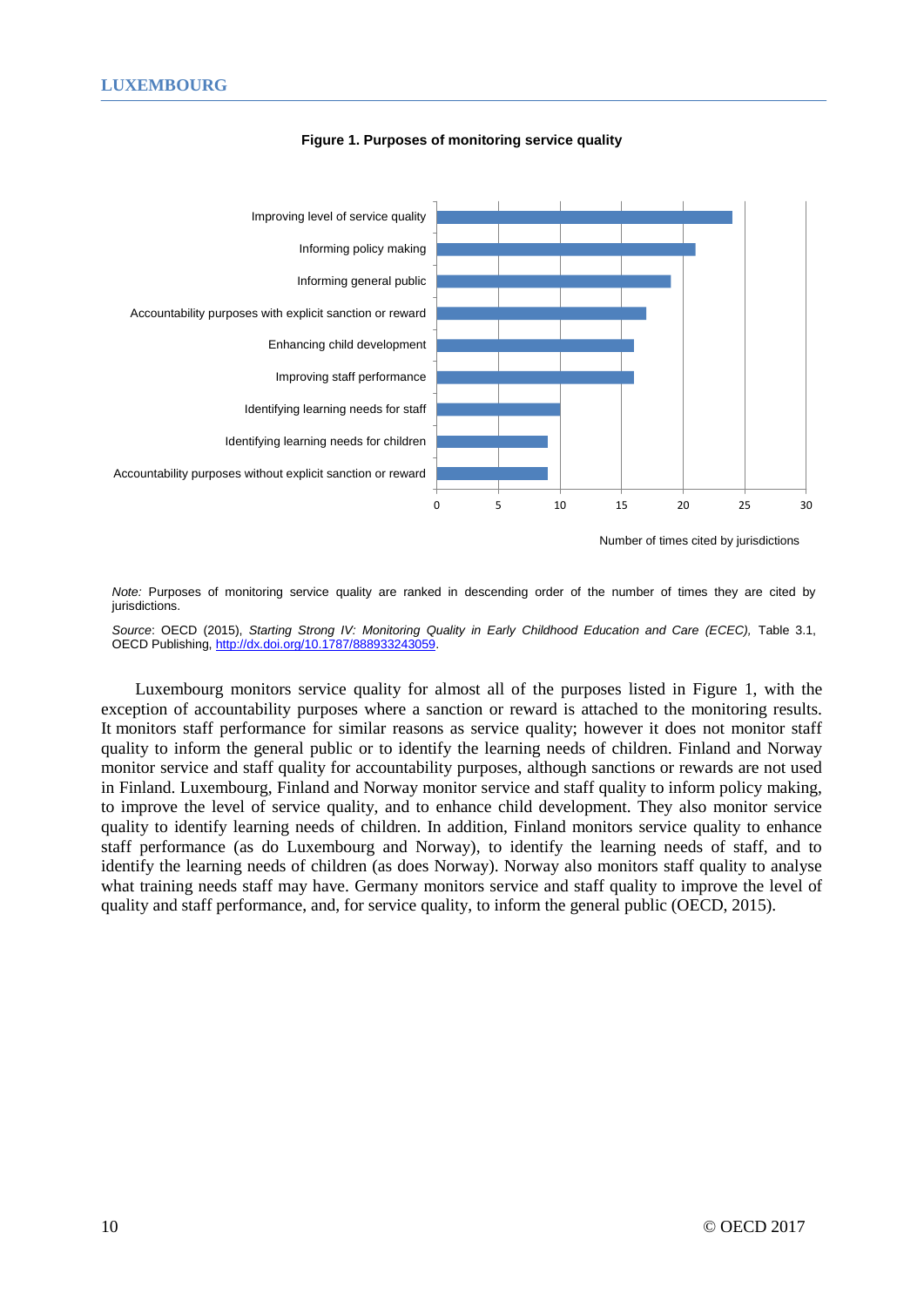**Figure 1. Purposes of monitoring service quality**

| Purpose | Number of times cited by jurisdictions |
|---|---|
| Improving level of service quality | 24 |
| Informing policy making | 21 |
| Informing general public | 19 |
| Accountability purposes with explicit sanction or reward | 17 |
| Enhancing child development | 16 |
| Improving staff performance | 16 |
| Identifying learning needs for staff | 10 |
| Identifying learning needs for children | 9 |
| Accountability purposes without explicit sanction or reward | 9 |

*Note:* Purposes of monitoring service quality are ranked in descending order of the number of times they are cited by jurisdictions.

*Source*: OECD (2015), *Starting Strong IV: Monitoring Quality in Early Childhood Education and Care (ECEC),* Table 3.1, OECD Publishing, http://dx.doi.org/10.1787/888933243059.

Luxembourg monitors service quality for almost all of the purposes listed in Figure 1, with the exception of accountability purposes where a sanction or reward is attached to the monitoring results. It monitors staff performance for similar reasons as service quality; however it does not monitor staff quality to inform the general public or to identify the learning needs of children. Finland and Norway monitor service and staff quality for accountability purposes, although sanctions or rewards are not used in Finland. Luxembourg, Finland and Norway monitor service and staff quality to inform policy making, to improve the level of service quality, and to enhance child development. They also monitor service quality to identify learning needs of children. In addition, Finland monitors service quality to enhance staff performance (as do Luxembourg and Norway), to identify the learning needs of staff, and to identify the learning needs of children (as does Norway). Norway also monitors staff quality to analyse what training needs staff may have. Germany monitors service and staff quality to improve the level of quality and staff performance, and, for service quality, to inform the general public (OECD, 2015).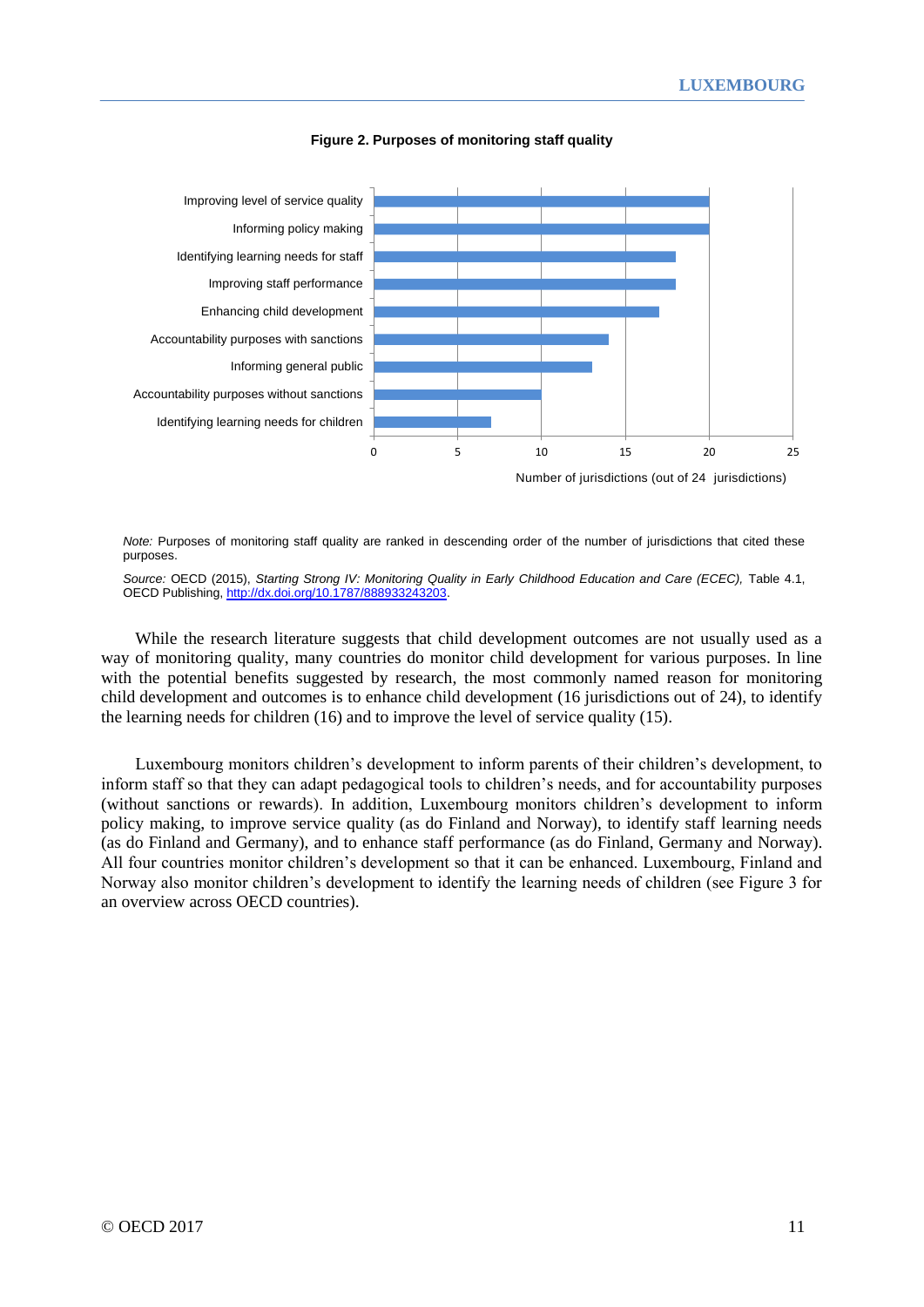**Figure 2. Purposes of monitoring staff quality**

| Purpose | Number of jurisdictions (out of 24 jurisdictions) |
|---|---|
| Improving level of service quality | 20 |
| Informing policy making | 20 |
| Identifying learning needs for staff | 18 |
| Improving staff performance | 18 |
| Enhancing child development | 17 |
| Accountability purposes with sanctions | 14 |
| Informing general public | 13 |
| Accountability purposes without sanctions | 10 |
| Identifying learning needs for children | 7 |

*Note:* Purposes of monitoring staff quality are ranked in descending order of the number of jurisdictions that cited these purposes.

*Source:* OECD (2015), *Starting Strong IV: Monitoring Quality in Early Childhood Education and Care (ECEC),* Table 4.1, OECD Publishing, http://dx.doi.org/10.1787/888933243203.

While the research literature suggests that child development outcomes are not usually used as a way of monitoring quality, many countries do monitor child development for various purposes. In line with the potential benefits suggested by research, the most commonly named reason for monitoring child development and outcomes is to enhance child development (16 jurisdictions out of 24), to identify the learning needs for children (16) and to improve the level of service quality (15).

Luxembourg monitors children's development to inform parents of their children's development, to inform staff so that they can adapt pedagogical tools to children's needs, and for accountability purposes (without sanctions or rewards). In addition, Luxembourg monitors children's development to inform policy making, to improve service quality (as do Finland and Norway), to identify staff learning needs (as do Finland and Germany), and to enhance staff performance (as do Finland, Germany and Norway). All four countries monitor children's development so that it can be enhanced. Luxembourg, Finland and Norway also monitor children's development to identify the learning needs of children (see Figure 3 for an overview across OECD countries).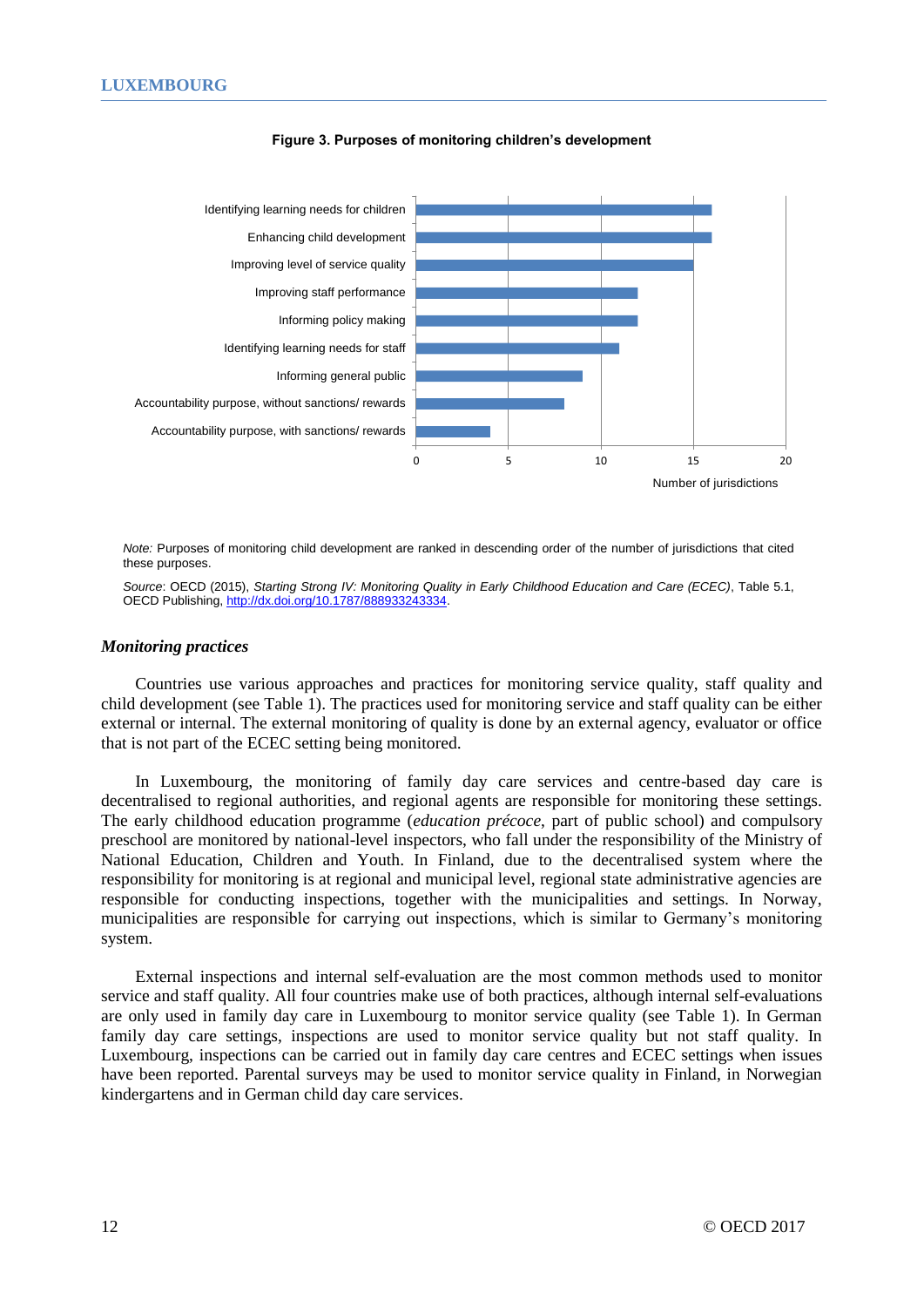**Figure 3. Purposes of monitoring children's development**

| Purpose | Number of jurisdictions |
|---|---|
| Identifying learning needs for children | 16 |
| Enhancing child development | 16 |
| Improving level of service quality | 15 |
| Improving staff performance | 12 |
| Informing policy making | 12 |
| Identifying learning needs for staff | 11 |
| Informing general public | 9 |
| Accountability purpose, without sanctions/ rewards | 8 |
| Accountability purpose, with sanctions/ rewards | 4 |

*Note:* Purposes of monitoring child development are ranked in descending order of the number of jurisdictions that cited these purposes.

*Source*: OECD (2015), *Starting Strong IV: Monitoring Quality in Early Childhood Education and Care (ECEC)*, Table 5.1, OECD Publishing, http://dx.doi.org/10.1787/888933243334.

### *Monitoring practices*

Countries use various approaches and practices for monitoring service quality, staff quality and child development (see Table 1). The practices used for monitoring service and staff quality can be either external or internal. The external monitoring of quality is done by an external agency, evaluator or office that is not part of the ECEC setting being monitored.

In Luxembourg, the monitoring of family day care services and centre-based day care is decentralised to regional authorities, and regional agents are responsible for monitoring these settings. The early childhood education programme (*education précoce*, part of public school) and compulsory preschool are monitored by national-level inspectors, who fall under the responsibility of the Ministry of National Education, Children and Youth. In Finland, due to the decentralised system where the responsibility for monitoring is at regional and municipal level, regional state administrative agencies are responsible for conducting inspections, together with the municipalities and settings. In Norway, municipalities are responsible for carrying out inspections, which is similar to Germany's monitoring system.

External inspections and internal self-evaluation are the most common methods used to monitor service and staff quality. All four countries make use of both practices, although internal self-evaluations are only used in family day care in Luxembourg to monitor service quality (see Table 1). In German family day care settings, inspections are used to monitor service quality but not staff quality. In Luxembourg, inspections can be carried out in family day care centres and ECEC settings when issues have been reported. Parental surveys may be used to monitor service quality in Finland, in Norwegian kindergartens and in German child day care services.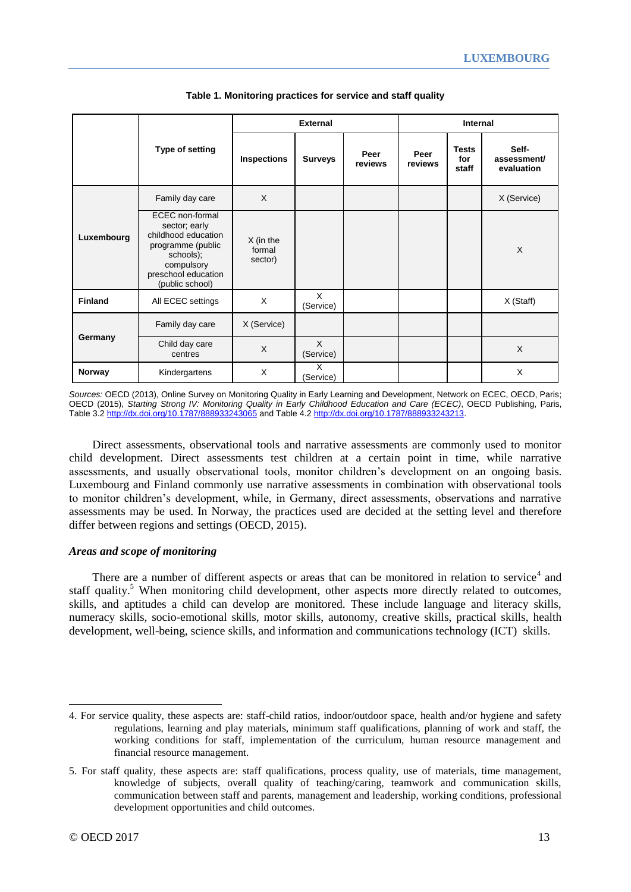**Table 1. Monitoring practices for service and staff quality**

| | Type of setting | External | | | Internal | | |
|---|---|---|---|---|---|---|---|
| | | Inspections | Surveys | Peer reviews | Peer reviews | Tests for staff | Self-assessment/ evaluation |
| Luxembourg | Family day care | X | | | | | X (Service) |
| | ECEC non-formal sector; early childhood education programme (public schools); compulsory preschool education (public school) | X (in the formal sector) | | | | | X |
| Finland | All ECEC settings | X | X (Service) | | | | X (Staff) |
| Germany | Family day care | X (Service) | | | | | |
| | Child day care centres | X | X (Service) | | | | X |
| Norway | Kindergartens | X | X (Service) | | | | X |

*Sources:* OECD (2013), Online Survey on Monitoring Quality in Early Learning and Development, Network on ECEC, OECD, Paris; OECD (2015), *Starting Strong IV: Monitoring Quality in Early Childhood Education and Care (ECEC)*, OECD Publishing, Paris, Table 3.2 http://dx.doi.org/10.1787/888933243065 and Table 4.2 http://dx.doi.org/10.1787/888933243213.

Direct assessments, observational tools and narrative assessments are commonly used to monitor child development. Direct assessments test children at a certain point in time, while narrative assessments, and usually observational tools, monitor children's development on an ongoing basis. Luxembourg and Finland commonly use narrative assessments in combination with observational tools to monitor children's development, while, in Germany, direct assessments, observations and narrative assessments may be used. In Norway, the practices used are decided at the setting level and therefore differ between regions and settings (OECD, 2015).

### *Areas and scope of monitoring*

There are a number of different aspects or areas that can be monitored in relation to service[4] and staff quality.[5] When monitoring child development, other aspects more directly related to outcomes, skills, and aptitudes a child can develop are monitored. These include language and literacy skills, numeracy skills, socio-emotional skills, motor skills, autonomy, creative skills, practical skills, health development, well-being, science skills, and information and communications technology (ICT) skills.

4. For service quality, these aspects are: staff-child ratios, indoor/outdoor space, health and/or hygiene and safety regulations, learning and play materials, minimum staff qualifications, planning of work and staff, the working conditions for staff, implementation of the curriculum, human resource management and financial resource management.

5. For staff quality, these aspects are: staff qualifications, process quality, use of materials, time management, knowledge of subjects, overall quality of teaching/caring, teamwork and communication skills, communication between staff and parents, management and leadership, working conditions, professional development opportunities and child outcomes.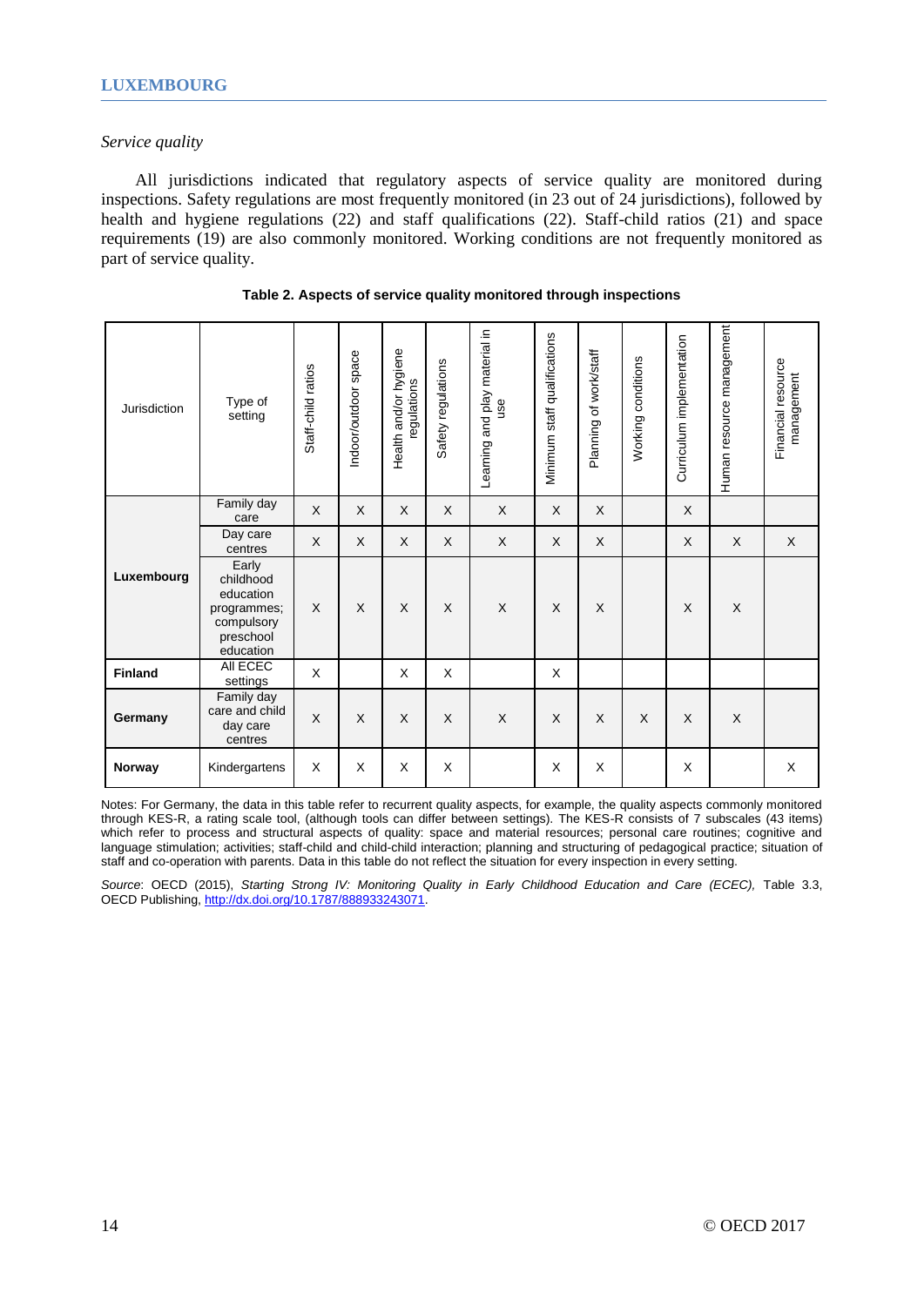*Service quality*

All jurisdictions indicated that regulatory aspects of service quality are monitored during inspections. Safety regulations are most frequently monitored (in 23 out of 24 jurisdictions), followed by health and hygiene regulations (22) and staff qualifications (22). Staff-child ratios (21) and space requirements (19) are also commonly monitored. Working conditions are not frequently monitored as part of service quality.

**Table 2. Aspects of service quality monitored through inspections**

| Jurisdiction | Type of setting | Staff-child ratios | Indoor/outdoor space | Health and/or hygiene regulations | Safety regulations | Learning and play material in use | Minimum staff qualifications | Planning of work/staff | Working conditions | Curriculum implementation | Human resource management | Financial resource management |
|---|---|---|---|---|---|---|---|---|---|---|---|---|
| **Luxembourg** | Family day care | X | X | X | X | X | X | X | | X | | |
| | Day care centres | X | X | X | X | X | X | X | | X | X | X |
| | Early childhood education programmes; compulsory preschool education | X | X | X | X | X | X | X | | X | X | |
| **Finland** | All ECEC settings | X | | X | X | | X | | | | | |
| **Germany** | Family day care and child day care centres | X | X | X | X | X | X | X | X | X | X | |
| **Norway** | Kindergartens | X | X | X | X | | X | X | | X | | X |

Notes: For Germany, the data in this table refer to recurrent quality aspects, for example, the quality aspects commonly monitored through KES-R, a rating scale tool, (although tools can differ between settings). The KES-R consists of 7 subscales (43 items) which refer to process and structural aspects of quality: space and material resources; personal care routines; cognitive and language stimulation; activities; staff-child and child-child interaction; planning and structuring of pedagogical practice; situation of staff and co-operation with parents. Data in this table do not reflect the situation for every inspection in every setting.

*Source*: OECD (2015), *Starting Strong IV: Monitoring Quality in Early Childhood Education and Care (ECEC),* Table 3.3, OECD Publishing, http://dx.doi.org/10.1787/888933243071.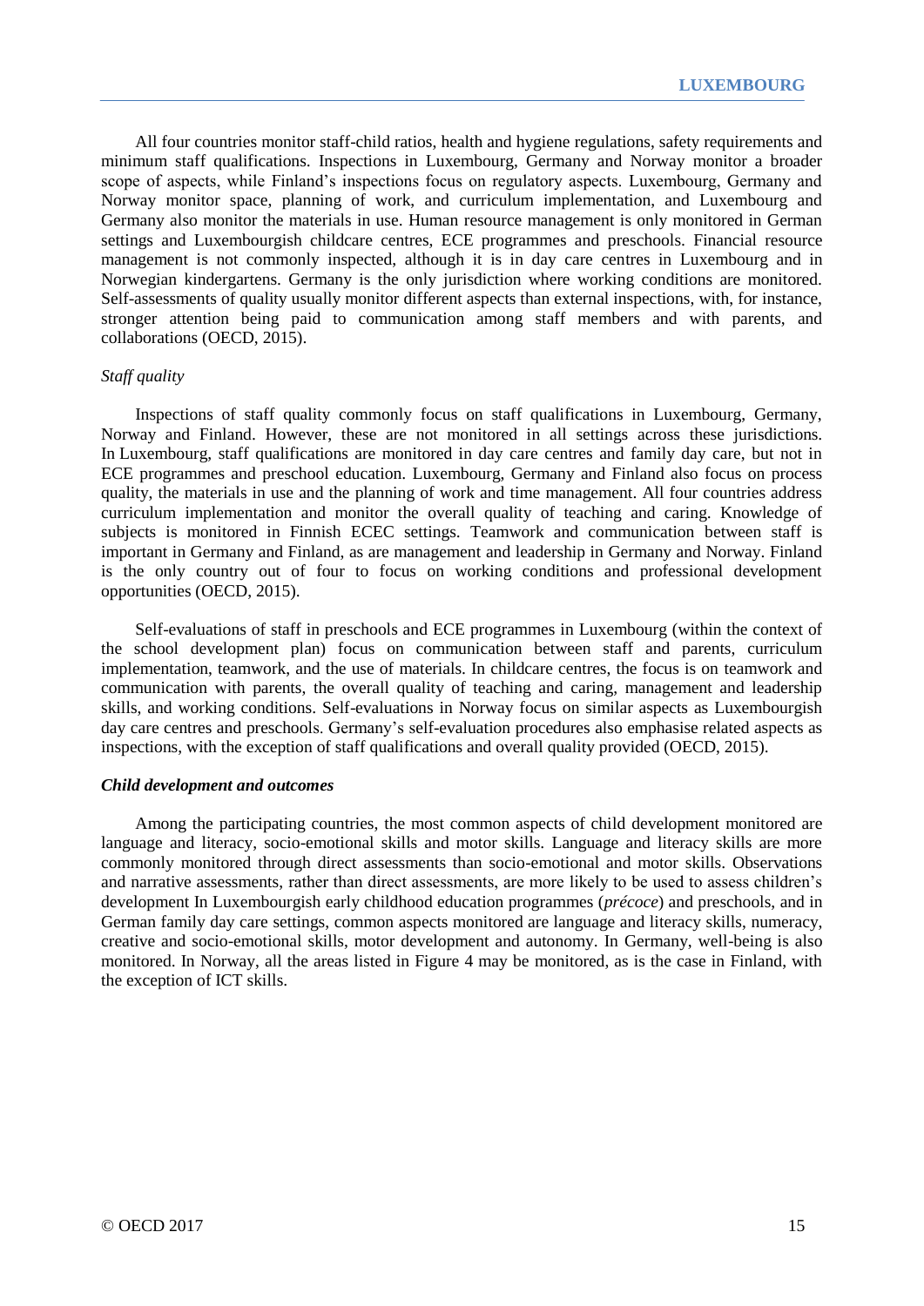All four countries monitor staff-child ratios, health and hygiene regulations, safety requirements and minimum staff qualifications. Inspections in Luxembourg, Germany and Norway monitor a broader scope of aspects, while Finland's inspections focus on regulatory aspects. Luxembourg, Germany and Norway monitor space, planning of work, and curriculum implementation, and Luxembourg and Germany also monitor the materials in use. Human resource management is only monitored in German settings and Luxembourgish childcare centres, ECE programmes and preschools. Financial resource management is not commonly inspected, although it is in day care centres in Luxembourg and in Norwegian kindergartens. Germany is the only jurisdiction where working conditions are monitored. Self-assessments of quality usually monitor different aspects than external inspections, with, for instance, stronger attention being paid to communication among staff members and with parents, and collaborations (OECD, 2015).

*Staff quality*

Inspections of staff quality commonly focus on staff qualifications in Luxembourg, Germany, Norway and Finland. However, these are not monitored in all settings across these jurisdictions. In Luxembourg, staff qualifications are monitored in day care centres and family day care, but not in ECE programmes and preschool education. Luxembourg, Germany and Finland also focus on process quality, the materials in use and the planning of work and time management. All four countries address curriculum implementation and monitor the overall quality of teaching and caring. Knowledge of subjects is monitored in Finnish ECEC settings. Teamwork and communication between staff is important in Germany and Finland, as are management and leadership in Germany and Norway. Finland is the only country out of four to focus on working conditions and professional development opportunities (OECD, 2015).

Self-evaluations of staff in preschools and ECE programmes in Luxembourg (within the context of the school development plan) focus on communication between staff and parents, curriculum implementation, teamwork, and the use of materials. In childcare centres, the focus is on teamwork and communication with parents, the overall quality of teaching and caring, management and leadership skills, and working conditions. Self-evaluations in Norway focus on similar aspects as Luxembourgish day care centres and preschools. Germany's self-evaluation procedures also emphasise related aspects as inspections, with the exception of staff qualifications and overall quality provided (OECD, 2015).

***Child development and outcomes***

Among the participating countries, the most common aspects of child development monitored are language and literacy, socio-emotional skills and motor skills. Language and literacy skills are more commonly monitored through direct assessments than socio-emotional and motor skills. Observations and narrative assessments, rather than direct assessments, are more likely to be used to assess children's development In Luxembourgish early childhood education programmes (*précoce*) and preschools, and in German family day care settings, common aspects monitored are language and literacy skills, numeracy, creative and socio-emotional skills, motor development and autonomy. In Germany, well-being is also monitored. In Norway, all the areas listed in Figure 4 may be monitored, as is the case in Finland, with the exception of ICT skills.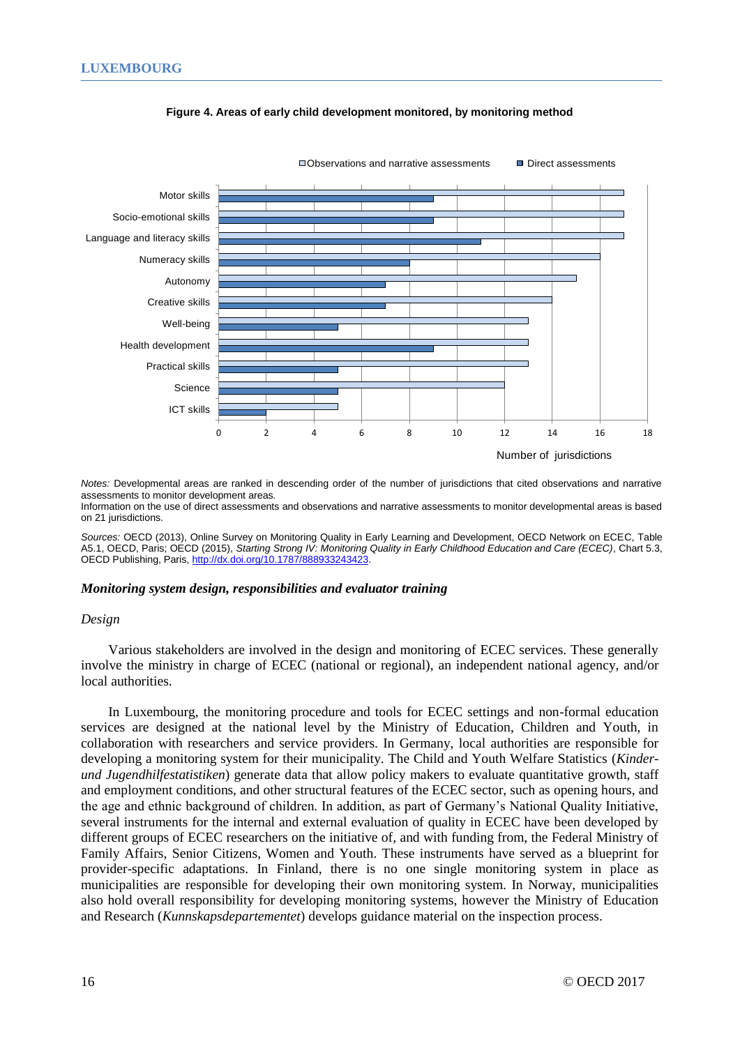**Figure 4. Areas of early child development monitored, by monitoring method**

| Developmental area | Observations and narrative assessments | Direct assessments |
|---|---|---|
| Motor skills | 17 | 9 |
| Socio-emotional skills | 17 | 9 |
| Language and literacy skills | 17 | 11 |
| Numeracy skills | 16 | 8 |
| Autonomy | 15 | 7 |
| Creative skills | 14 | 7 |
| Well-being | 13 | 5 |
| Health development | 13 | 9 |
| Practical skills | 13 | 5 |
| Science | 12 | 5 |
| ICT skills | 5 | 2 |

Number of jurisdictions

*Notes:* Developmental areas are ranked in descending order of the number of jurisdictions that cited observations and narrative assessments to monitor development areas.
Information on the use of direct assessments and observations and narrative assessments to monitor developmental areas is based on 21 jurisdictions.

*Sources:* OECD (2013), Online Survey on Monitoring Quality in Early Learning and Development, OECD Network on ECEC, Table A5.1, OECD, Paris; OECD (2015), *Starting Strong IV: Monitoring Quality in Early Childhood Education and Care (ECEC)*, Chart 5.3, OECD Publishing, Paris, http://dx.doi.org/10.1787/888933243423.

### *Monitoring system design, responsibilities and evaluator training*

*Design*

Various stakeholders are involved in the design and monitoring of ECEC services. These generally involve the ministry in charge of ECEC (national or regional), an independent national agency, and/or local authorities.

In Luxembourg, the monitoring procedure and tools for ECEC settings and non-formal education services are designed at the national level by the Ministry of Education, Children and Youth, in collaboration with researchers and service providers. In Germany, local authorities are responsible for developing a monitoring system for their municipality. The Child and Youth Welfare Statistics (*Kinder- und Jugendhilfestatistiken*) generate data that allow policy makers to evaluate quantitative growth, staff and employment conditions, and other structural features of the ECEC sector, such as opening hours, and the age and ethnic background of children. In addition, as part of Germany's National Quality Initiative, several instruments for the internal and external evaluation of quality in ECEC have been developed by different groups of ECEC researchers on the initiative of, and with funding from, the Federal Ministry of Family Affairs, Senior Citizens, Women and Youth. These instruments have served as a blueprint for provider-specific adaptations. In Finland, there is no one single monitoring system in place as municipalities are responsible for developing their own monitoring system. In Norway, municipalities also hold overall responsibility for developing monitoring systems, however the Ministry of Education and Research (*Kunnskapsdepartementet*) develops guidance material on the inspection process.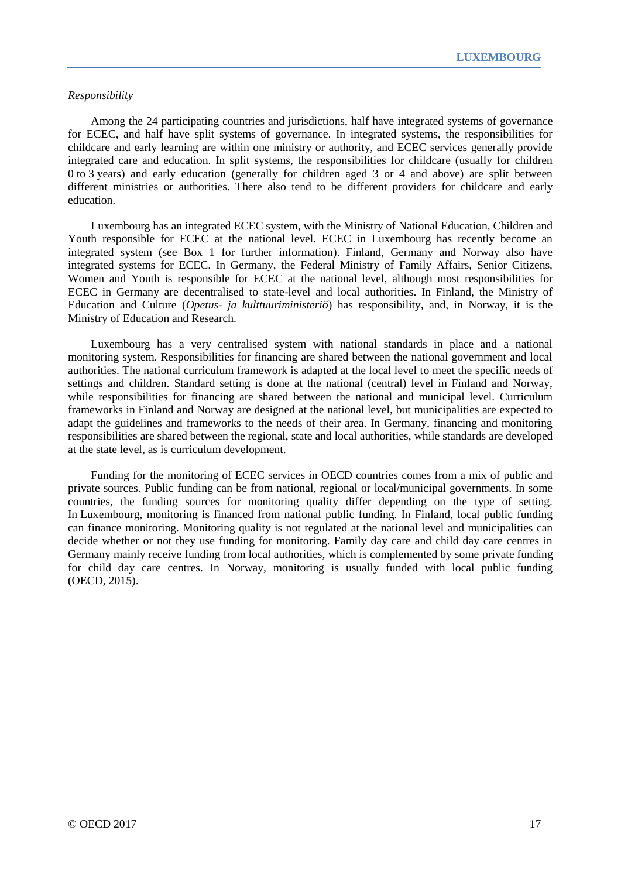*Responsibility*

Among the 24 participating countries and jurisdictions, half have integrated systems of governance for ECEC, and half have split systems of governance. In integrated systems, the responsibilities for childcare and early learning are within one ministry or authority, and ECEC services generally provide integrated care and education. In split systems, the responsibilities for childcare (usually for children 0 to 3 years) and early education (generally for children aged 3 or 4 and above) are split between different ministries or authorities. There also tend to be different providers for childcare and early education.

Luxembourg has an integrated ECEC system, with the Ministry of National Education, Children and Youth responsible for ECEC at the national level. ECEC in Luxembourg has recently become an integrated system (see Box 1 for further information). Finland, Germany and Norway also have integrated systems for ECEC. In Germany, the Federal Ministry of Family Affairs, Senior Citizens, Women and Youth is responsible for ECEC at the national level, although most responsibilities for ECEC in Germany are decentralised to state-level and local authorities. In Finland, the Ministry of Education and Culture (*Opetus- ja kulttuuriministeriö*) has responsibility, and, in Norway, it is the Ministry of Education and Research.

Luxembourg has a very centralised system with national standards in place and a national monitoring system. Responsibilities for financing are shared between the national government and local authorities. The national curriculum framework is adapted at the local level to meet the specific needs of settings and children. Standard setting is done at the national (central) level in Finland and Norway, while responsibilities for financing are shared between the national and municipal level. Curriculum frameworks in Finland and Norway are designed at the national level, but municipalities are expected to adapt the guidelines and frameworks to the needs of their area. In Germany, financing and monitoring responsibilities are shared between the regional, state and local authorities, while standards are developed at the state level, as is curriculum development.

Funding for the monitoring of ECEC services in OECD countries comes from a mix of public and private sources. Public funding can be from national, regional or local/municipal governments. In some countries, the funding sources for monitoring quality differ depending on the type of setting. In Luxembourg, monitoring is financed from national public funding. In Finland, local public funding can finance monitoring. Monitoring quality is not regulated at the national level and municipalities can decide whether or not they use funding for monitoring. Family day care and child day care centres in Germany mainly receive funding from local authorities, which is complemented by some private funding for child day care centres. In Norway, monitoring is usually funded with local public funding (OECD, 2015).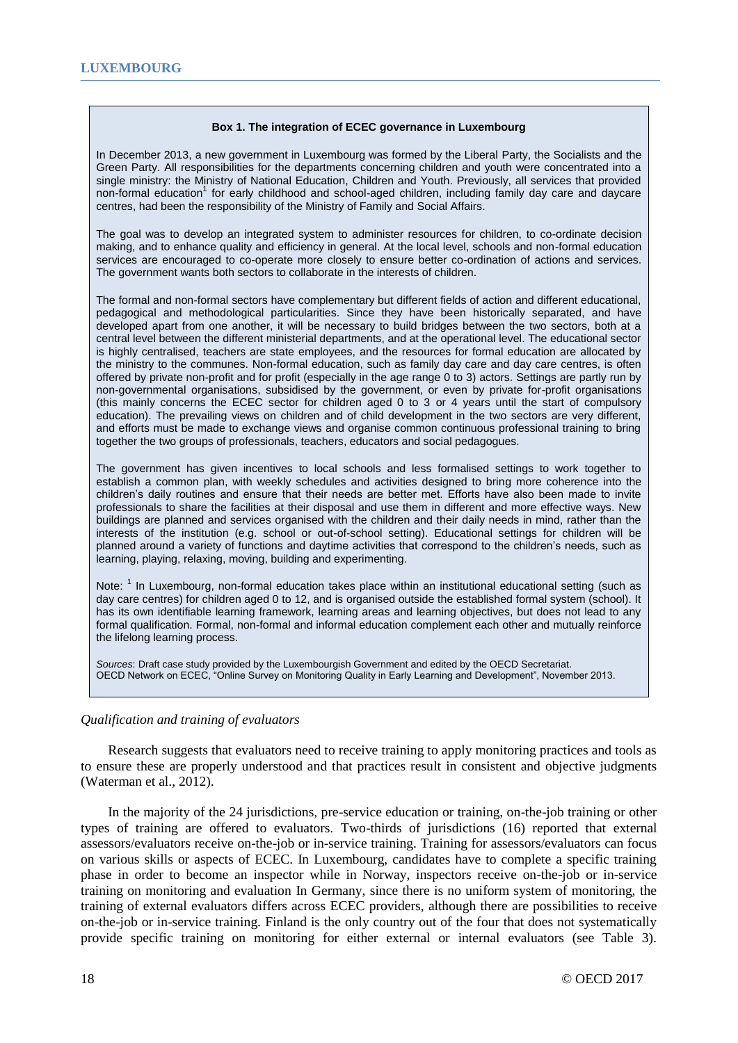**Box 1. The integration of ECEC governance in Luxembourg**

In December 2013, a new government in Luxembourg was formed by the Liberal Party, the Socialists and the Green Party. All responsibilities for the departments concerning children and youth were concentrated into a single ministry: the Ministry of National Education, Children and Youth. Previously, all services that provided non-formal education[1] for early childhood and school-aged children, including family day care and daycare centres, had been the responsibility of the Ministry of Family and Social Affairs.

The goal was to develop an integrated system to administer resources for children, to co-ordinate decision making, and to enhance quality and efficiency in general. At the local level, schools and non-formal education services are encouraged to co-operate more closely to ensure better co-ordination of actions and services. The government wants both sectors to collaborate in the interests of children.

The formal and non-formal sectors have complementary but different fields of action and different educational, pedagogical and methodological particularities. Since they have been historically separated, and have developed apart from one another, it will be necessary to build bridges between the two sectors, both at a central level between the different ministerial departments, and at the operational level. The educational sector is highly centralised, teachers are state employees, and the resources for formal education are allocated by the ministry to the communes. Non-formal education, such as family day care and day care centres, is often offered by private non-profit and for profit (especially in the age range 0 to 3) actors. Settings are partly run by non-governmental organisations, subsidised by the government, or even by private for-profit organisations (this mainly concerns the ECEC sector for children aged 0 to 3 or 4 years until the start of compulsory education). The prevailing views on children and of child development in the two sectors are very different, and efforts must be made to exchange views and organise common continuous professional training to bring together the two groups of professionals, teachers, educators and social pedagogues.

The government has given incentives to local schools and less formalised settings to work together to establish a common plan, with weekly schedules and activities designed to bring more coherence into the children's daily routines and ensure that their needs are better met. Efforts have also been made to invite professionals to share the facilities at their disposal and use them in different and more effective ways. New buildings are planned and services organised with the children and their daily needs in mind, rather than the interests of the institution (e.g. school or out-of-school setting). Educational settings for children will be planned around a variety of functions and daytime activities that correspond to the children's needs, such as learning, playing, relaxing, moving, building and experimenting.

Note: [1] In Luxembourg, non-formal education takes place within an institutional educational setting (such as day care centres) for children aged 0 to 12, and is organised outside the established formal system (school). It has its own identifiable learning framework, learning areas and learning objectives, but does not lead to any formal qualification. Formal, non-formal and informal education complement each other and mutually reinforce the lifelong learning process.

*Sources*: Draft case study provided by the Luxembourgish Government and edited by the OECD Secretariat.
OECD Network on ECEC, "Online Survey on Monitoring Quality in Early Learning and Development", November 2013.

*Qualification and training of evaluators*

Research suggests that evaluators need to receive training to apply monitoring practices and tools as to ensure these are properly understood and that practices result in consistent and objective judgments (Waterman et al., 2012).

In the majority of the 24 jurisdictions, pre-service education or training, on-the-job training or other types of training are offered to evaluators. Two-thirds of jurisdictions (16) reported that external assessors/evaluators receive on-the-job or in-service training. Training for assessors/evaluators can focus on various skills or aspects of ECEC. In Luxembourg, candidates have to complete a specific training phase in order to become an inspector while in Norway, inspectors receive on-the-job or in-service training on monitoring and evaluation In Germany, since there is no uniform system of monitoring, the training of external evaluators differs across ECEC providers, although there are possibilities to receive on-the-job or in-service training. Finland is the only country out of the four that does not systematically provide specific training on monitoring for either external or internal evaluators (see Table 3).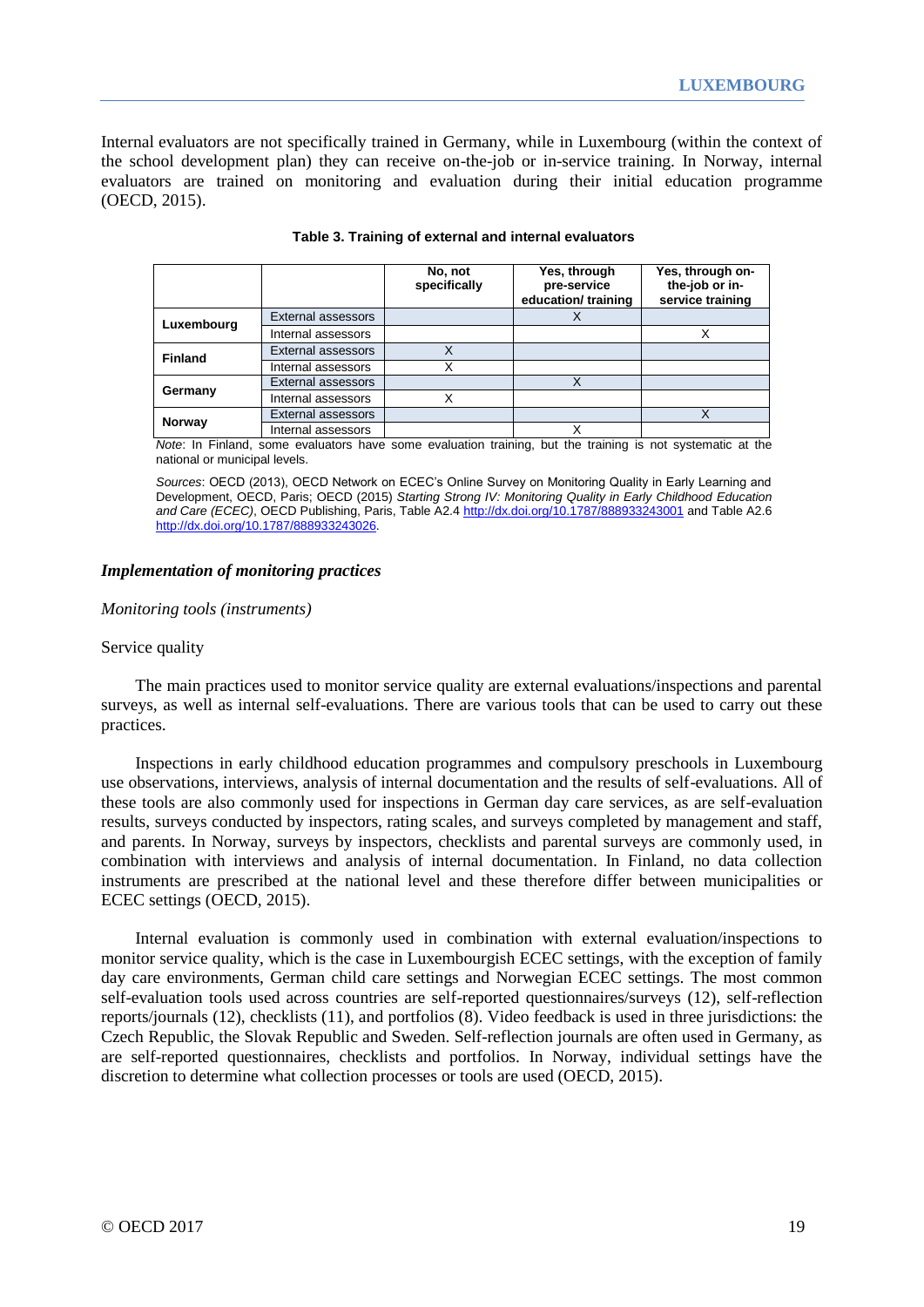Internal evaluators are not specifically trained in Germany, while in Luxembourg (within the context of the school development plan) they can receive on-the-job or in-service training. In Norway, internal evaluators are trained on monitoring and evaluation during their initial education programme (OECD, 2015).

**Table 3. Training of external and internal evaluators**

| | | No, not specifically | Yes, through pre-service education/ training | Yes, through on-the-job or in-service training |
|---|---|---|---|---|
| **Luxembourg** | External assessors | | X | |
| | Internal assessors | | | X |
| **Finland** | External assessors | X | | |
| | Internal assessors | X | | |
| **Germany** | External assessors | | X | |
| | Internal assessors | X | | |
| **Norway** | External assessors | | | X |
| | Internal assessors | | X | |

*Note*: In Finland, some evaluators have some evaluation training, but the training is not systematic at the national or municipal levels.

*Sources*: OECD (2013), OECD Network on ECEC's Online Survey on Monitoring Quality in Early Learning and Development, OECD, Paris; OECD (2015) *Starting Strong IV: Monitoring Quality in Early Childhood Education and Care (ECEC)*, OECD Publishing, Paris, Table A2.4 http://dx.doi.org/10.1787/888933243001 and Table A2.6 http://dx.doi.org/10.1787/888933243026.

### *Implementation of monitoring practices*

*Monitoring tools (instruments)*

Service quality

The main practices used to monitor service quality are external evaluations/inspections and parental surveys, as well as internal self-evaluations. There are various tools that can be used to carry out these practices.

Inspections in early childhood education programmes and compulsory preschools in Luxembourg use observations, interviews, analysis of internal documentation and the results of self-evaluations. All of these tools are also commonly used for inspections in German day care services, as are self-evaluation results, surveys conducted by inspectors, rating scales, and surveys completed by management and staff, and parents. In Norway, surveys by inspectors, checklists and parental surveys are commonly used, in combination with interviews and analysis of internal documentation. In Finland, no data collection instruments are prescribed at the national level and these therefore differ between municipalities or ECEC settings (OECD, 2015).

Internal evaluation is commonly used in combination with external evaluation/inspections to monitor service quality, which is the case in Luxembourgish ECEC settings, with the exception of family day care environments, German child care settings and Norwegian ECEC settings. The most common self-evaluation tools used across countries are self-reported questionnaires/surveys (12), self-reflection reports/journals (12), checklists (11), and portfolios (8). Video feedback is used in three jurisdictions: the Czech Republic, the Slovak Republic and Sweden. Self-reflection journals are often used in Germany, as are self-reported questionnaires, checklists and portfolios. In Norway, individual settings have the discretion to determine what collection processes or tools are used (OECD, 2015).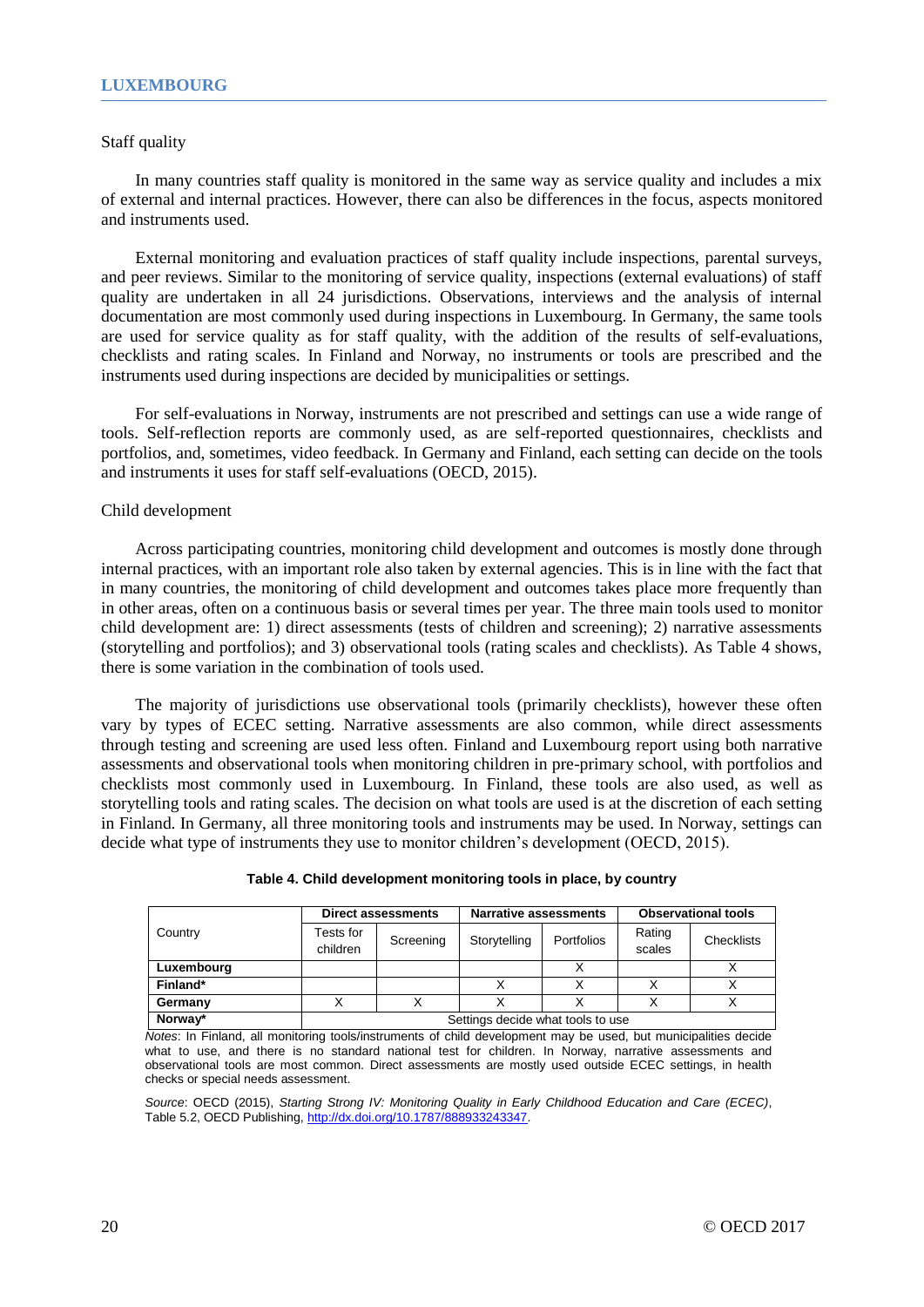### Staff quality

In many countries staff quality is monitored in the same way as service quality and includes a mix of external and internal practices. However, there can also be differences in the focus, aspects monitored and instruments used.

External monitoring and evaluation practices of staff quality include inspections, parental surveys, and peer reviews. Similar to the monitoring of service quality, inspections (external evaluations) of staff quality are undertaken in all 24 jurisdictions. Observations, interviews and the analysis of internal documentation are most commonly used during inspections in Luxembourg. In Germany, the same tools are used for service quality as for staff quality, with the addition of the results of self-evaluations, checklists and rating scales. In Finland and Norway, no instruments or tools are prescribed and the instruments used during inspections are decided by municipalities or settings.

For self-evaluations in Norway, instruments are not prescribed and settings can use a wide range of tools. Self-reflection reports are commonly used, as are self-reported questionnaires, checklists and portfolios, and, sometimes, video feedback. In Germany and Finland, each setting can decide on the tools and instruments it uses for staff self-evaluations (OECD, 2015).

### Child development

Across participating countries, monitoring child development and outcomes is mostly done through internal practices, with an important role also taken by external agencies. This is in line with the fact that in many countries, the monitoring of child development and outcomes takes place more frequently than in other areas, often on a continuous basis or several times per year. The three main tools used to monitor child development are: 1) direct assessments (tests of children and screening); 2) narrative assessments (storytelling and portfolios); and 3) observational tools (rating scales and checklists). As Table 4 shows, there is some variation in the combination of tools used.

The majority of jurisdictions use observational tools (primarily checklists), however these often vary by types of ECEC setting. Narrative assessments are also common, while direct assessments through testing and screening are used less often. Finland and Luxembourg report using both narrative assessments and observational tools when monitoring children in pre-primary school, with portfolios and checklists most commonly used in Luxembourg. In Finland, these tools are also used, as well as storytelling tools and rating scales. The decision on what tools are used is at the discretion of each setting in Finland. In Germany, all three monitoring tools and instruments may be used. In Norway, settings can decide what type of instruments they use to monitor children's development (OECD, 2015).

**Table 4. Child development monitoring tools in place, by country**

| Country | Direct assessments | | Narrative assessments | | Observational tools | |
|---|---|---|---|---|---|---|
| | Tests for children | Screening | Storytelling | Portfolios | Rating scales | Checklists |
| **Luxembourg** | | | | X | | X |
| **Finland*** | | | X | X | X | X |
| **Germany** | X | X | X | X | X | X |
| **Norway*** | Settings decide what tools to use | | | | | |

*Notes*: In Finland, all monitoring tools/instruments of child development may be used, but municipalities decide what to use, and there is no standard national test for children. In Norway, narrative assessments and observational tools are most common. Direct assessments are mostly used outside ECEC settings, in health checks or special needs assessment.

*Source*: OECD (2015), *Starting Strong IV: Monitoring Quality in Early Childhood Education and Care (ECEC)*, Table 5.2, OECD Publishing, http://dx.doi.org/10.1787/888933243347.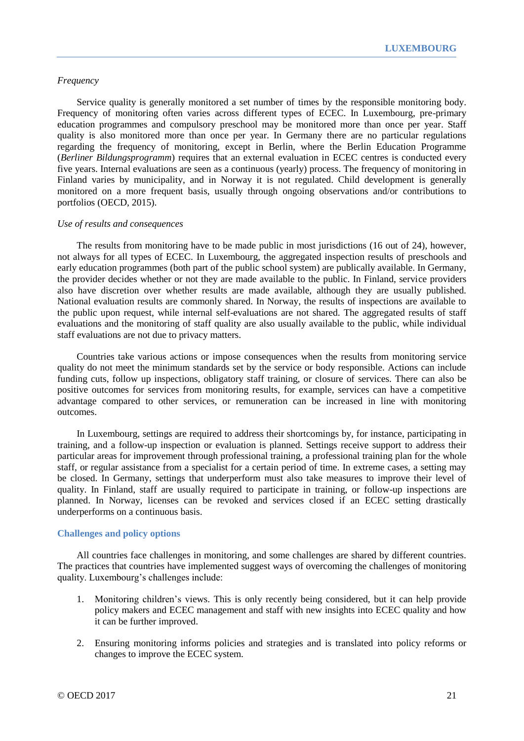*Frequency*

Service quality is generally monitored a set number of times by the responsible monitoring body. Frequency of monitoring often varies across different types of ECEC. In Luxembourg, pre-primary education programmes and compulsory preschool may be monitored more than once per year. Staff quality is also monitored more than once per year. In Germany there are no particular regulations regarding the frequency of monitoring, except in Berlin, where the Berlin Education Programme (*Berliner Bildungsprogramm*) requires that an external evaluation in ECEC centres is conducted every five years. Internal evaluations are seen as a continuous (yearly) process. The frequency of monitoring in Finland varies by municipality, and in Norway it is not regulated. Child development is generally monitored on a more frequent basis, usually through ongoing observations and/or contributions to portfolios (OECD, 2015).

*Use of results and consequences*

The results from monitoring have to be made public in most jurisdictions (16 out of 24), however, not always for all types of ECEC. In Luxembourg, the aggregated inspection results of preschools and early education programmes (both part of the public school system) are publically available. In Germany, the provider decides whether or not they are made available to the public. In Finland, service providers also have discretion over whether results are made available, although they are usually published. National evaluation results are commonly shared. In Norway, the results of inspections are available to the public upon request, while internal self-evaluations are not shared. The aggregated results of staff evaluations and the monitoring of staff quality are also usually available to the public, while individual staff evaluations are not due to privacy matters.

Countries take various actions or impose consequences when the results from monitoring service quality do not meet the minimum standards set by the service or body responsible. Actions can include funding cuts, follow up inspections, obligatory staff training, or closure of services. There can also be positive outcomes for services from monitoring results, for example, services can have a competitive advantage compared to other services, or remuneration can be increased in line with monitoring outcomes.

In Luxembourg, settings are required to address their shortcomings by, for instance, participating in training, and a follow-up inspection or evaluation is planned. Settings receive support to address their particular areas for improvement through professional training, a professional training plan for the whole staff, or regular assistance from a specialist for a certain period of time. In extreme cases, a setting may be closed. In Germany, settings that underperform must also take measures to improve their level of quality. In Finland, staff are usually required to participate in training, or follow-up inspections are planned. In Norway, licenses can be revoked and services closed if an ECEC setting drastically underperforms on a continuous basis.

## Challenges and policy options

All countries face challenges in monitoring, and some challenges are shared by different countries. The practices that countries have implemented suggest ways of overcoming the challenges of monitoring quality. Luxembourg's challenges include:

1. Monitoring children's views. This is only recently being considered, but it can help provide policy makers and ECEC management and staff with new insights into ECEC quality and how it can be further improved.

2. Ensuring monitoring informs policies and strategies and is translated into policy reforms or changes to improve the ECEC system.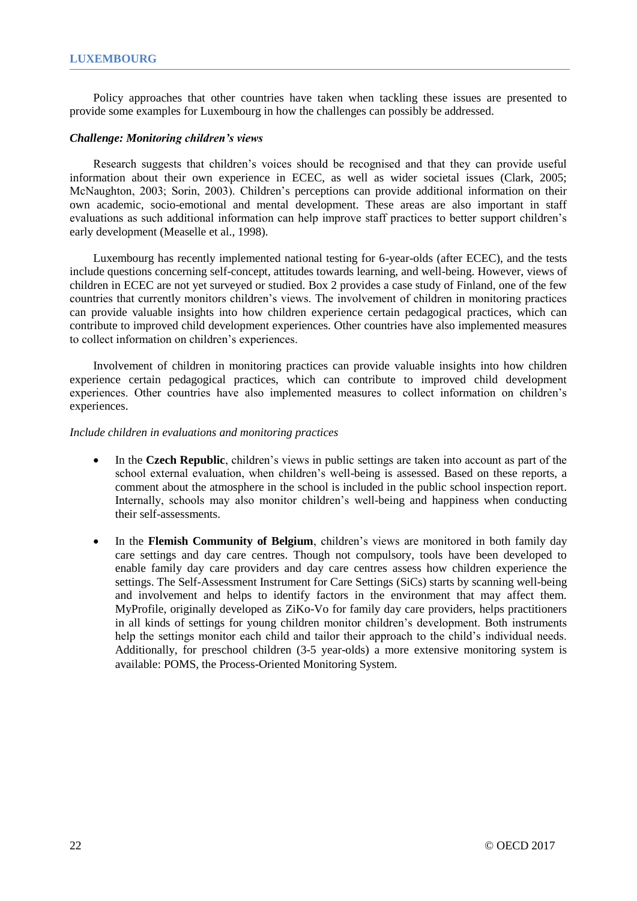Policy approaches that other countries have taken when tackling these issues are presented to provide some examples for Luxembourg in how the challenges can possibly be addressed.

***Challenge: Monitoring children's views***

Research suggests that children's voices should be recognised and that they can provide useful information about their own experience in ECEC, as well as wider societal issues (Clark, 2005; McNaughton, 2003; Sorin, 2003). Children's perceptions can provide additional information on their own academic, socio-emotional and mental development. These areas are also important in staff evaluations as such additional information can help improve staff practices to better support children's early development (Measelle et al., 1998).

Luxembourg has recently implemented national testing for 6-year-olds (after ECEC), and the tests include questions concerning self-concept, attitudes towards learning, and well-being. However, views of children in ECEC are not yet surveyed or studied. Box 2 provides a case study of Finland, one of the few countries that currently monitors children's views. The involvement of children in monitoring practices can provide valuable insights into how children experience certain pedagogical practices, which can contribute to improved child development experiences. Other countries have also implemented measures to collect information on children's experiences.

Involvement of children in monitoring practices can provide valuable insights into how children experience certain pedagogical practices, which can contribute to improved child development experiences. Other countries have also implemented measures to collect information on children's experiences.

*Include children in evaluations and monitoring practices*

- In the **Czech Republic**, children's views in public settings are taken into account as part of the school external evaluation, when children's well-being is assessed. Based on these reports, a comment about the atmosphere in the school is included in the public school inspection report. Internally, schools may also monitor children's well-being and happiness when conducting their self-assessments.
- In the **Flemish Community of Belgium**, children's views are monitored in both family day care settings and day care centres. Though not compulsory, tools have been developed to enable family day care providers and day care centres assess how children experience the settings. The Self-Assessment Instrument for Care Settings (SiCs) starts by scanning well-being and involvement and helps to identify factors in the environment that may affect them. MyProfile, originally developed as ZiKo-Vo for family day care providers, helps practitioners in all kinds of settings for young children monitor children's development. Both instruments help the settings monitor each child and tailor their approach to the child's individual needs. Additionally, for preschool children (3-5 year-olds) a more extensive monitoring system is available: POMS, the Process-Oriented Monitoring System.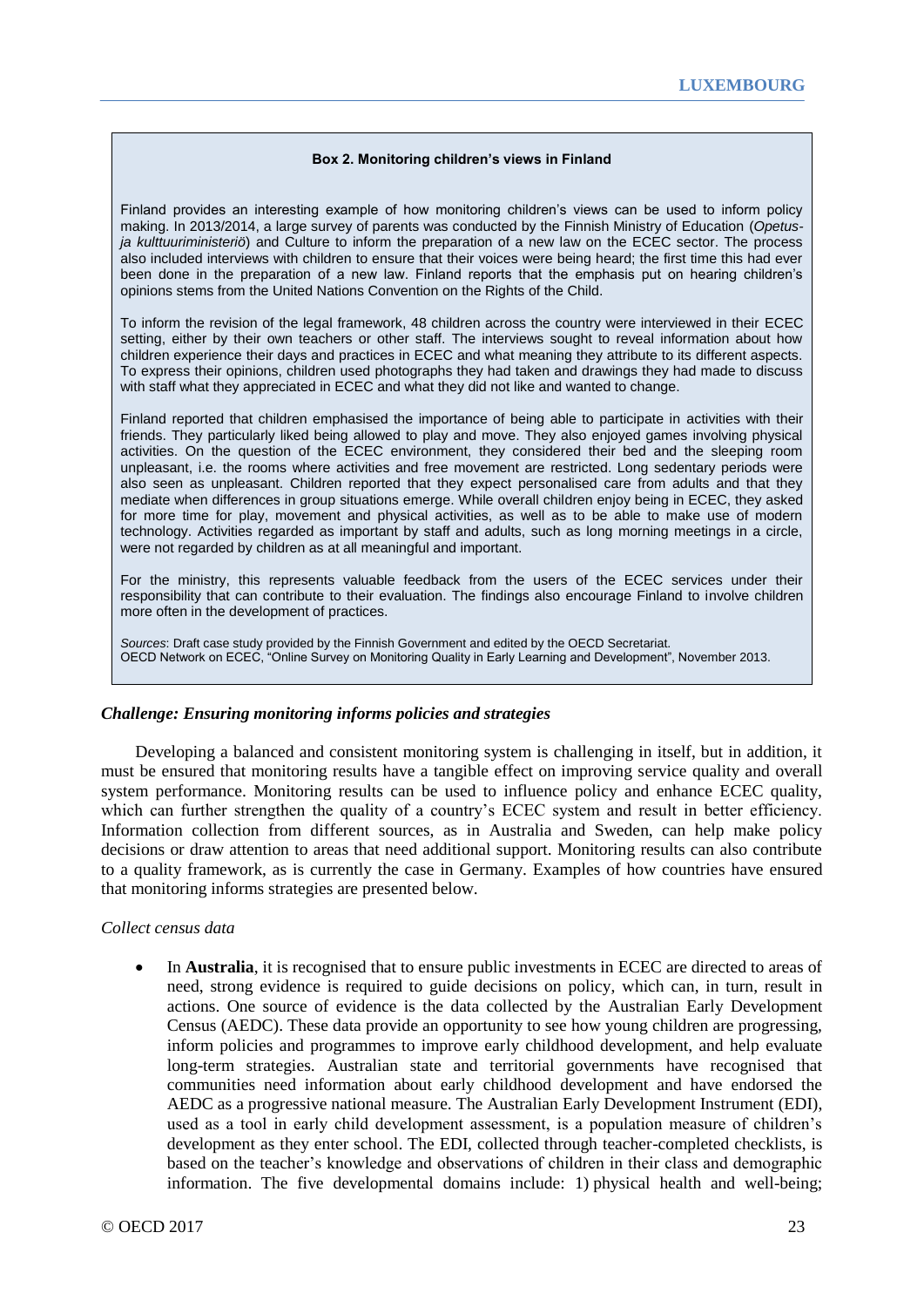**Box 2. Monitoring children's views in Finland**

Finland provides an interesting example of how monitoring children's views can be used to inform policy making. In 2013/2014, a large survey of parents was conducted by the Finnish Ministry of Education (*Opetus- ja kulttuuriministeriö*) and Culture to inform the preparation of a new law on the ECEC sector. The process also included interviews with children to ensure that their voices were being heard; the first time this had ever been done in the preparation of a new law. Finland reports that the emphasis put on hearing children's opinions stems from the United Nations Convention on the Rights of the Child.

To inform the revision of the legal framework, 48 children across the country were interviewed in their ECEC setting, either by their own teachers or other staff. The interviews sought to reveal information about how children experience their days and practices in ECEC and what meaning they attribute to its different aspects. To express their opinions, children used photographs they had taken and drawings they had made to discuss with staff what they appreciated in ECEC and what they did not like and wanted to change.

Finland reported that children emphasised the importance of being able to participate in activities with their friends. They particularly liked being allowed to play and move. They also enjoyed games involving physical activities. On the question of the ECEC environment, they considered their bed and the sleeping room unpleasant, i.e. the rooms where activities and free movement are restricted. Long sedentary periods were also seen as unpleasant. Children reported that they expect personalised care from adults and that they mediate when differences in group situations emerge. While overall children enjoy being in ECEC, they asked for more time for play, movement and physical activities, as well as to be able to make use of modern technology. Activities regarded as important by staff and adults, such as long morning meetings in a circle, were not regarded by children as at all meaningful and important.

For the ministry, this represents valuable feedback from the users of the ECEC services under their responsibility that can contribute to their evaluation. The findings also encourage Finland to involve children more often in the development of practices.

*Sources*: Draft case study provided by the Finnish Government and edited by the OECD Secretariat.
OECD Network on ECEC, "Online Survey on Monitoring Quality in Early Learning and Development", November 2013.

### *Challenge: Ensuring monitoring informs policies and strategies*

Developing a balanced and consistent monitoring system is challenging in itself, but in addition, it must be ensured that monitoring results have a tangible effect on improving service quality and overall system performance. Monitoring results can be used to influence policy and enhance ECEC quality, which can further strengthen the quality of a country's ECEC system and result in better efficiency. Information collection from different sources, as in Australia and Sweden, can help make policy decisions or draw attention to areas that need additional support. Monitoring results can also contribute to a quality framework, as is currently the case in Germany. Examples of how countries have ensured that monitoring informs strategies are presented below.

#### *Collect census data*

- In **Australia**, it is recognised that to ensure public investments in ECEC are directed to areas of need, strong evidence is required to guide decisions on policy, which can, in turn, result in actions. One source of evidence is the data collected by the Australian Early Development Census (AEDC). These data provide an opportunity to see how young children are progressing, inform policies and programmes to improve early childhood development, and help evaluate long-term strategies. Australian state and territorial governments have recognised that communities need information about early childhood development and have endorsed the AEDC as a progressive national measure. The Australian Early Development Instrument (EDI), used as a tool in early child development assessment, is a population measure of children's development as they enter school. The EDI, collected through teacher-completed checklists, is based on the teacher's knowledge and observations of children in their class and demographic information. The five developmental domains include: 1) physical health and well-being;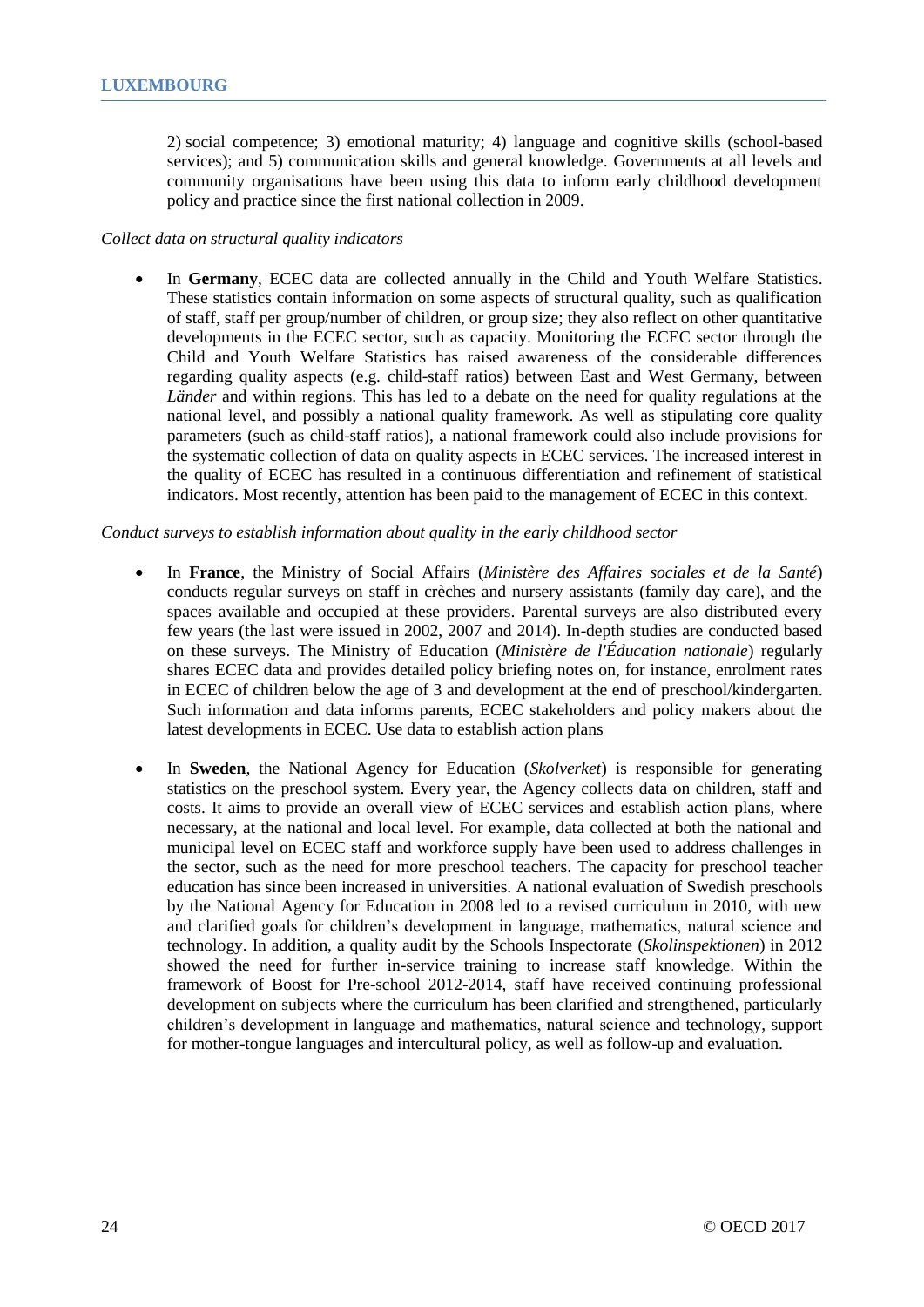2) social competence; 3) emotional maturity; 4) language and cognitive skills (school-based services); and 5) communication skills and general knowledge. Governments at all levels and community organisations have been using this data to inform early childhood development policy and practice since the first national collection in 2009.

*Collect data on structural quality indicators*

- In **Germany**, ECEC data are collected annually in the Child and Youth Welfare Statistics. These statistics contain information on some aspects of structural quality, such as qualification of staff, staff per group/number of children, or group size; they also reflect on other quantitative developments in the ECEC sector, such as capacity. Monitoring the ECEC sector through the Child and Youth Welfare Statistics has raised awareness of the considerable differences regarding quality aspects (e.g. child-staff ratios) between East and West Germany, between *Länder* and within regions. This has led to a debate on the need for quality regulations at the national level, and possibly a national quality framework. As well as stipulating core quality parameters (such as child-staff ratios), a national framework could also include provisions for the systematic collection of data on quality aspects in ECEC services. The increased interest in the quality of ECEC has resulted in a continuous differentiation and refinement of statistical indicators. Most recently, attention has been paid to the management of ECEC in this context.

*Conduct surveys to establish information about quality in the early childhood sector*

- In **France**, the Ministry of Social Affairs (*Ministère des Affaires sociales et de la Santé*) conducts regular surveys on staff in crèches and nursery assistants (family day care), and the spaces available and occupied at these providers. Parental surveys are also distributed every few years (the last were issued in 2002, 2007 and 2014). In-depth studies are conducted based on these surveys. The Ministry of Education (*Ministère de l'Éducation nationale*) regularly shares ECEC data and provides detailed policy briefing notes on, for instance, enrolment rates in ECEC of children below the age of 3 and development at the end of preschool/kindergarten. Such information and data informs parents, ECEC stakeholders and policy makers about the latest developments in ECEC. Use data to establish action plans

- In **Sweden**, the National Agency for Education (*Skolverket*) is responsible for generating statistics on the preschool system. Every year, the Agency collects data on children, staff and costs. It aims to provide an overall view of ECEC services and establish action plans, where necessary, at the national and local level. For example, data collected at both the national and municipal level on ECEC staff and workforce supply have been used to address challenges in the sector, such as the need for more preschool teachers. The capacity for preschool teacher education has since been increased in universities. A national evaluation of Swedish preschools by the National Agency for Education in 2008 led to a revised curriculum in 2010, with new and clarified goals for children's development in language, mathematics, natural science and technology. In addition, a quality audit by the Schools Inspectorate (*Skolinspektionen*) in 2012 showed the need for further in-service training to increase staff knowledge. Within the framework of Boost for Pre-school 2012-2014, staff have received continuing professional development on subjects where the curriculum has been clarified and strengthened, particularly children's development in language and mathematics, natural science and technology, support for mother-tongue languages and intercultural policy, as well as follow-up and evaluation.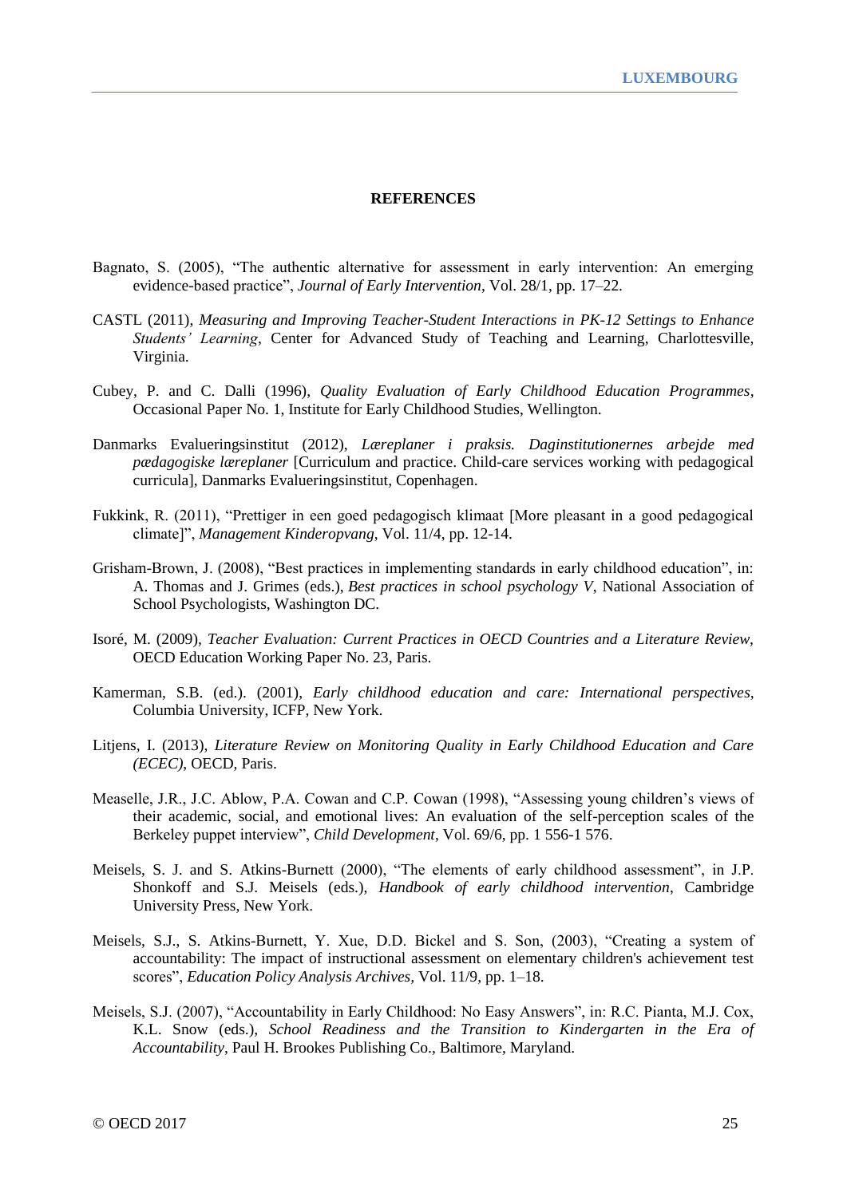# REFERENCES

Bagnato, S. (2005), "The authentic alternative for assessment in early intervention: An emerging evidence-based practice", *Journal of Early Intervention*, Vol. 28/1, pp. 17–22.

CASTL (2011), *Measuring and Improving Teacher-Student Interactions in PK-12 Settings to Enhance Students' Learning*, Center for Advanced Study of Teaching and Learning, Charlottesville, Virginia.

Cubey, P. and C. Dalli (1996), *Quality Evaluation of Early Childhood Education Programmes*, Occasional Paper No. 1, Institute for Early Childhood Studies, Wellington.

Danmarks Evalueringsinstitut (2012), *Læreplaner i praksis. Daginstitutionernes arbejde med pædagogiske læreplaner* [Curriculum and practice. Child-care services working with pedagogical curricula], Danmarks Evalueringsinstitut, Copenhagen.

Fukkink, R. (2011), "Prettiger in een goed pedagogisch klimaat [More pleasant in a good pedagogical climate]", *Management Kinderopvang*, Vol. 11/4, pp. 12-14.

Grisham-Brown, J. (2008), "Best practices in implementing standards in early childhood education", in: A. Thomas and J. Grimes (eds.), *Best practices in school psychology V*, National Association of School Psychologists, Washington DC.

Isoré, M. (2009), *Teacher Evaluation: Current Practices in OECD Countries and a Literature Review,* OECD Education Working Paper No. 23, Paris.

Kamerman, S.B. (ed.). (2001), *Early childhood education and care: International perspectives*, Columbia University, ICFP, New York.

Litjens, I. (2013), *Literature Review on Monitoring Quality in Early Childhood Education and Care (ECEC)*, OECD, Paris.

Measelle, J.R., J.C. Ablow, P.A. Cowan and C.P. Cowan (1998), "Assessing young children's views of their academic, social, and emotional lives: An evaluation of the self-perception scales of the Berkeley puppet interview", *Child Development*, Vol. 69/6, pp. 1 556-1 576.

Meisels, S. J. and S. Atkins-Burnett (2000), "The elements of early childhood assessment", in J.P. Shonkoff and S.J. Meisels (eds.), *Handbook of early childhood intervention*, Cambridge University Press, New York.

Meisels, S.J., S. Atkins-Burnett, Y. Xue, D.D. Bickel and S. Son, (2003), "Creating a system of accountability: The impact of instructional assessment on elementary children's achievement test scores", *Education Policy Analysis Archives*, Vol. 11/9, pp. 1–18.

Meisels, S.J. (2007), "Accountability in Early Childhood: No Easy Answers", in: R.C. Pianta, M.J. Cox, K.L. Snow (eds.), *School Readiness and the Transition to Kindergarten in the Era of Accountability*, Paul H. Brookes Publishing Co., Baltimore, Maryland.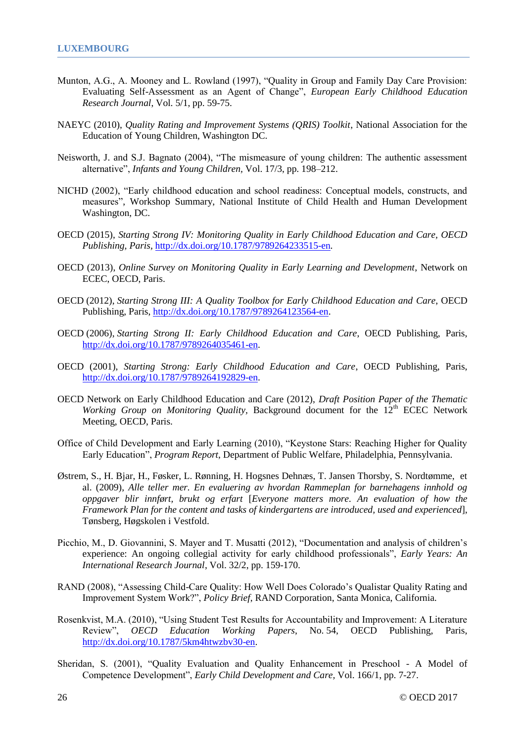Munton, A.G., A. Mooney and L. Rowland (1997), "Quality in Group and Family Day Care Provision: Evaluating Self-Assessment as an Agent of Change", *European Early Childhood Education Research Journal*, Vol. 5/1, pp. 59-75.

NAEYC (2010), *Quality Rating and Improvement Systems (QRIS) Toolkit*, National Association for the Education of Young Children, Washington DC.

Neisworth, J. and S.J. Bagnato (2004), "The mismeasure of young children: The authentic assessment alternative", *Infants and Young Children*, Vol. 17/3, pp. 198–212.

NICHD (2002), "Early childhood education and school readiness: Conceptual models, constructs, and measures", Workshop Summary, National Institute of Child Health and Human Development Washington, DC.

OECD (2015), *Starting Strong IV: Monitoring Quality in Early Childhood Education and Care, OECD Publishing, Paris*, http://dx.doi.org/10.1787/9789264233515-en.

OECD (2013), *Online Survey on Monitoring Quality in Early Learning and Development*, Network on ECEC, OECD, Paris.

OECD (2012), *Starting Strong III: A Quality Toolbox for Early Childhood Education and Care*, OECD Publishing, Paris, http://dx.doi.org/10.1787/9789264123564-en.

OECD (2006), *Starting Strong II: Early Childhood Education and Care*, OECD Publishing, Paris, http://dx.doi.org/10.1787/9789264035461-en.

OECD (2001), *Starting Strong: Early Childhood Education and Care*, OECD Publishing, Paris, http://dx.doi.org/10.1787/9789264192829-en.

OECD Network on Early Childhood Education and Care (2012), *Draft Position Paper of the Thematic Working Group on Monitoring Quality*, Background document for the 12th ECEC Network Meeting, OECD, Paris.

Office of Child Development and Early Learning (2010), "Keystone Stars: Reaching Higher for Quality Early Education", *Program Report*, Department of Public Welfare, Philadelphia, Pennsylvania.

Østrem, S., H. Bjar, H., Føsker, L. Rønning, H. Hogsnes Dehnæs, T. Jansen Thorsby, S. Nordtømme, et al. (2009), *Alle teller mer. En evaluering av hvordan Rammeplan for barnehagens innhold og oppgaver blir innført, brukt og erfart* [*Everyone matters more. An evaluation of how the Framework Plan for the content and tasks of kindergartens are introduced, used and experienced*], Tønsberg, Høgskolen i Vestfold.

Picchio, M., D. Giovannini, S. Mayer and T. Musatti (2012), "Documentation and analysis of children's experience: An ongoing collegial activity for early childhood professionals", *Early Years: An International Research Journal*, Vol. 32/2, pp. 159-170.

RAND (2008), "Assessing Child-Care Quality: How Well Does Colorado's Qualistar Quality Rating and Improvement System Work?", *Policy Brief*, RAND Corporation, Santa Monica, California.

Rosenkvist, M.A. (2010), "Using Student Test Results for Accountability and Improvement: A Literature Review", *OECD Education Working Papers*, No. 54, OECD Publishing, Paris, http://dx.doi.org/10.1787/5km4htwzbv30-en.

Sheridan, S. (2001), "Quality Evaluation and Quality Enhancement in Preschool - A Model of Competence Development", *Early Child Development and Care*, Vol. 166/1, pp. 7-27.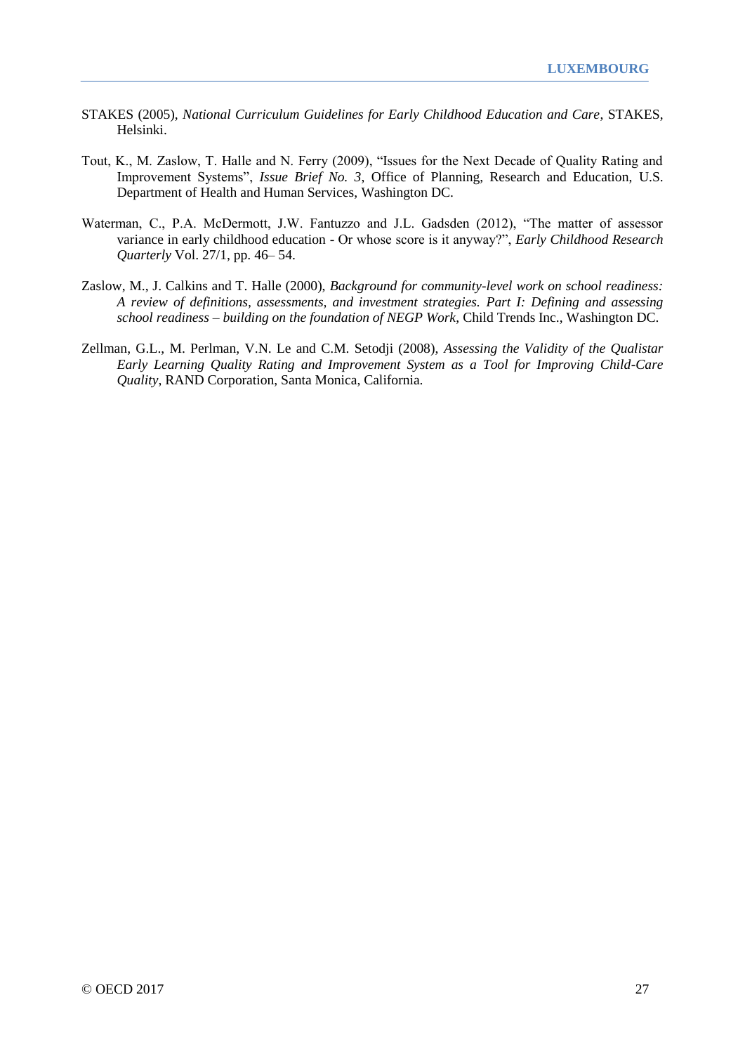STAKES (2005), *National Curriculum Guidelines for Early Childhood Education and Care*, STAKES, Helsinki.

Tout, K., M. Zaslow, T. Halle and N. Ferry (2009), "Issues for the Next Decade of Quality Rating and Improvement Systems", *Issue Brief No. 3*, Office of Planning, Research and Education, U.S. Department of Health and Human Services, Washington DC.

Waterman, C., P.A. McDermott, J.W. Fantuzzo and J.L. Gadsden (2012), "The matter of assessor variance in early childhood education - Or whose score is it anyway?", *Early Childhood Research Quarterly* Vol. 27/1, pp. 46– 54.

Zaslow, M., J. Calkins and T. Halle (2000), *Background for community-level work on school readiness: A review of definitions, assessments, and investment strategies. Part I: Defining and assessing school readiness – building on the foundation of NEGP Work*, Child Trends Inc., Washington DC.

Zellman, G.L., M. Perlman, V.N. Le and C.M. Setodji (2008), *Assessing the Validity of the Qualistar Early Learning Quality Rating and Improvement System as a Tool for Improving Child-Care Quality*, RAND Corporation, Santa Monica, California.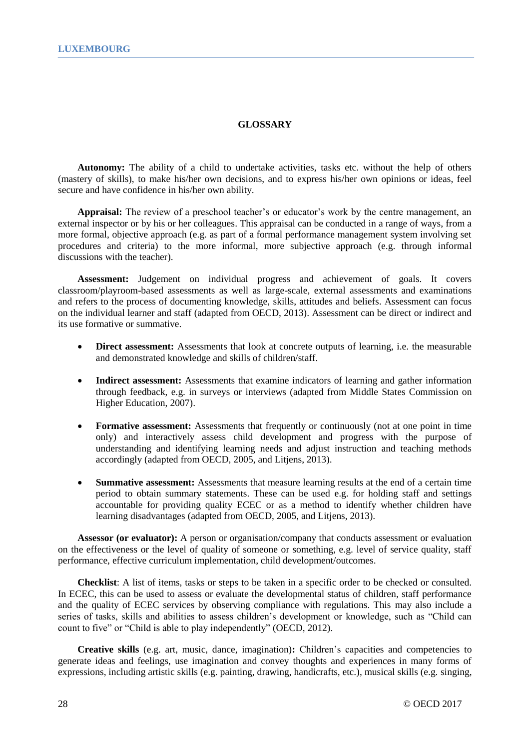## GLOSSARY

**Autonomy:** The ability of a child to undertake activities, tasks etc. without the help of others (mastery of skills), to make his/her own decisions, and to express his/her own opinions or ideas, feel secure and have confidence in his/her own ability.

**Appraisal:** The review of a preschool teacher's or educator's work by the centre management, an external inspector or by his or her colleagues. This appraisal can be conducted in a range of ways, from a more formal, objective approach (e.g. as part of a formal performance management system involving set procedures and criteria) to the more informal, more subjective approach (e.g. through informal discussions with the teacher).

**Assessment:** Judgement on individual progress and achievement of goals. It covers classroom/playroom-based assessments as well as large-scale, external assessments and examinations and refers to the process of documenting knowledge, skills, attitudes and beliefs. Assessment can focus on the individual learner and staff (adapted from OECD, 2013). Assessment can be direct or indirect and its use formative or summative.

- **Direct assessment:** Assessments that look at concrete outputs of learning, i.e. the measurable and demonstrated knowledge and skills of children/staff.
- **Indirect assessment:** Assessments that examine indicators of learning and gather information through feedback, e.g. in surveys or interviews (adapted from Middle States Commission on Higher Education, 2007).
- **Formative assessment:** Assessments that frequently or continuously (not at one point in time only) and interactively assess child development and progress with the purpose of understanding and identifying learning needs and adjust instruction and teaching methods accordingly (adapted from OECD, 2005, and Litjens, 2013).
- **Summative assessment:** Assessments that measure learning results at the end of a certain time period to obtain summary statements. These can be used e.g. for holding staff and settings accountable for providing quality ECEC or as a method to identify whether children have learning disadvantages (adapted from OECD, 2005, and Litjens, 2013).

**Assessor (or evaluator):** A person or organisation/company that conducts assessment or evaluation on the effectiveness or the level of quality of someone or something, e.g. level of service quality, staff performance, effective curriculum implementation, child development/outcomes.

**Checklist**: A list of items, tasks or steps to be taken in a specific order to be checked or consulted. In ECEC, this can be used to assess or evaluate the developmental status of children, staff performance and the quality of ECEC services by observing compliance with regulations. This may also include a series of tasks, skills and abilities to assess children's development or knowledge, such as "Child can count to five" or "Child is able to play independently" (OECD, 2012).

**Creative skills** (e.g. art, music, dance, imagination)**:** Children's capacities and competencies to generate ideas and feelings, use imagination and convey thoughts and experiences in many forms of expressions, including artistic skills (e.g. painting, drawing, handicrafts, etc.), musical skills (e.g. singing,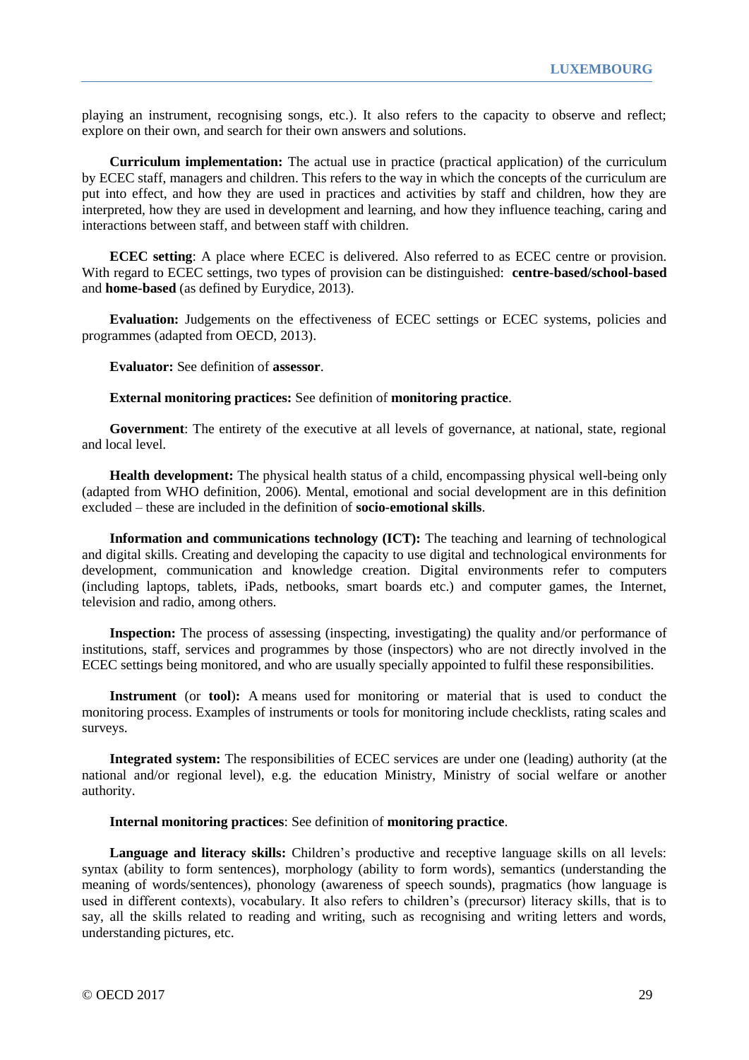playing an instrument, recognising songs, etc.). It also refers to the capacity to observe and reflect; explore on their own, and search for their own answers and solutions.

**Curriculum implementation:** The actual use in practice (practical application) of the curriculum by ECEC staff, managers and children. This refers to the way in which the concepts of the curriculum are put into effect, and how they are used in practices and activities by staff and children, how they are interpreted, how they are used in development and learning, and how they influence teaching, caring and interactions between staff, and between staff with children.

**ECEC setting**: A place where ECEC is delivered. Also referred to as ECEC centre or provision. With regard to ECEC settings, two types of provision can be distinguished: **centre-based/school-based** and **home-based** (as defined by Eurydice, 2013).

**Evaluation:** Judgements on the effectiveness of ECEC settings or ECEC systems, policies and programmes (adapted from OECD, 2013).

**Evaluator:** See definition of **assessor**.

**External monitoring practices:** See definition of **monitoring practice**.

**Government**: The entirety of the executive at all levels of governance, at national, state, regional and local level.

**Health development:** The physical health status of a child, encompassing physical well-being only (adapted from WHO definition, 2006). Mental, emotional and social development are in this definition excluded – these are included in the definition of **socio-emotional skills**.

**Information and communications technology (ICT):** The teaching and learning of technological and digital skills. Creating and developing the capacity to use digital and technological environments for development, communication and knowledge creation. Digital environments refer to computers (including laptops, tablets, iPads, netbooks, smart boards etc.) and computer games, the Internet, television and radio, among others.

**Inspection:** The process of assessing (inspecting, investigating) the quality and/or performance of institutions, staff, services and programmes by those (inspectors) who are not directly involved in the ECEC settings being monitored, and who are usually specially appointed to fulfil these responsibilities.

**Instrument** (or **tool**)**:** A means used for monitoring or material that is used to conduct the monitoring process. Examples of instruments or tools for monitoring include checklists, rating scales and surveys.

**Integrated system:** The responsibilities of ECEC services are under one (leading) authority (at the national and/or regional level), e.g. the education Ministry, Ministry of social welfare or another authority.

**Internal monitoring practices**: See definition of **monitoring practice**.

**Language and literacy skills:** Children's productive and receptive language skills on all levels: syntax (ability to form sentences), morphology (ability to form words), semantics (understanding the meaning of words/sentences), phonology (awareness of speech sounds), pragmatics (how language is used in different contexts), vocabulary. It also refers to children's (precursor) literacy skills, that is to say, all the skills related to reading and writing, such as recognising and writing letters and words, understanding pictures, etc.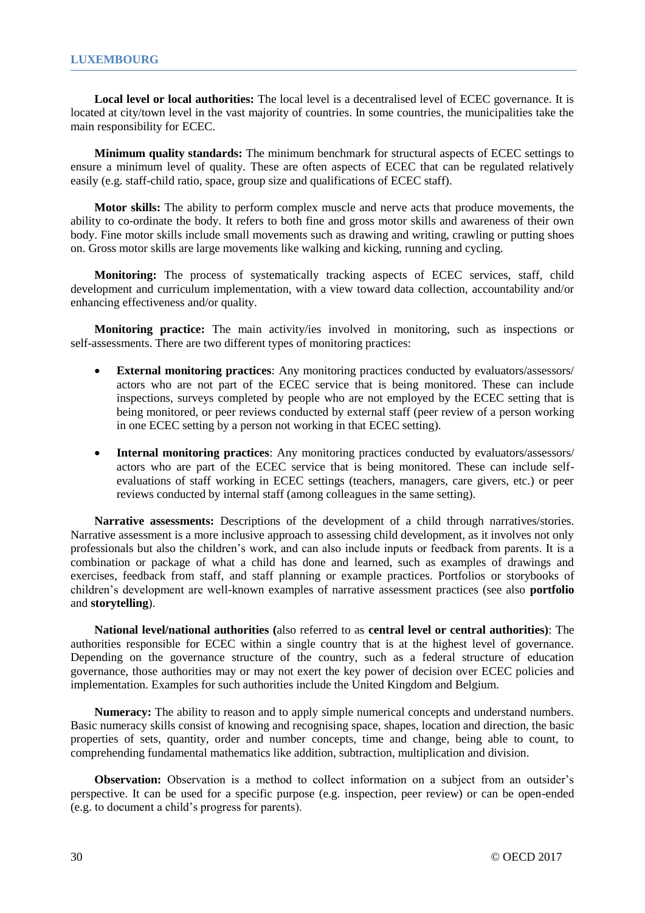**Local level or local authorities:** The local level is a decentralised level of ECEC governance. It is located at city/town level in the vast majority of countries. In some countries, the municipalities take the main responsibility for ECEC.

**Minimum quality standards:** The minimum benchmark for structural aspects of ECEC settings to ensure a minimum level of quality. These are often aspects of ECEC that can be regulated relatively easily (e.g. staff-child ratio, space, group size and qualifications of ECEC staff).

**Motor skills:** The ability to perform complex muscle and nerve acts that produce movements, the ability to co-ordinate the body. It refers to both fine and gross motor skills and awareness of their own body. Fine motor skills include small movements such as drawing and writing, crawling or putting shoes on. Gross motor skills are large movements like walking and kicking, running and cycling.

**Monitoring:** The process of systematically tracking aspects of ECEC services, staff, child development and curriculum implementation, with a view toward data collection, accountability and/or enhancing effectiveness and/or quality.

**Monitoring practice:** The main activity/ies involved in monitoring, such as inspections or self-assessments. There are two different types of monitoring practices:

- **External monitoring practices**: Any monitoring practices conducted by evaluators/assessors/ actors who are not part of the ECEC service that is being monitored. These can include inspections, surveys completed by people who are not employed by the ECEC setting that is being monitored, or peer reviews conducted by external staff (peer review of a person working in one ECEC setting by a person not working in that ECEC setting).
- **Internal monitoring practices**: Any monitoring practices conducted by evaluators/assessors/ actors who are part of the ECEC service that is being monitored. These can include self-evaluations of staff working in ECEC settings (teachers, managers, care givers, etc.) or peer reviews conducted by internal staff (among colleagues in the same setting).

**Narrative assessments:** Descriptions of the development of a child through narratives/stories. Narrative assessment is a more inclusive approach to assessing child development, as it involves not only professionals but also the children's work, and can also include inputs or feedback from parents. It is a combination or package of what a child has done and learned, such as examples of drawings and exercises, feedback from staff, and staff planning or example practices. Portfolios or storybooks of children's development are well-known examples of narrative assessment practices (see also **portfolio** and **storytelling**).

**National level/national authorities (**also referred to as **central level or central authorities)**: The authorities responsible for ECEC within a single country that is at the highest level of governance. Depending on the governance structure of the country, such as a federal structure of education governance, those authorities may or may not exert the key power of decision over ECEC policies and implementation. Examples for such authorities include the United Kingdom and Belgium.

**Numeracy:** The ability to reason and to apply simple numerical concepts and understand numbers. Basic numeracy skills consist of knowing and recognising space, shapes, location and direction, the basic properties of sets, quantity, order and number concepts, time and change, being able to count, to comprehending fundamental mathematics like addition, subtraction, multiplication and division.

**Observation:** Observation is a method to collect information on a subject from an outsider's perspective. It can be used for a specific purpose (e.g. inspection, peer review) or can be open-ended (e.g. to document a child's progress for parents).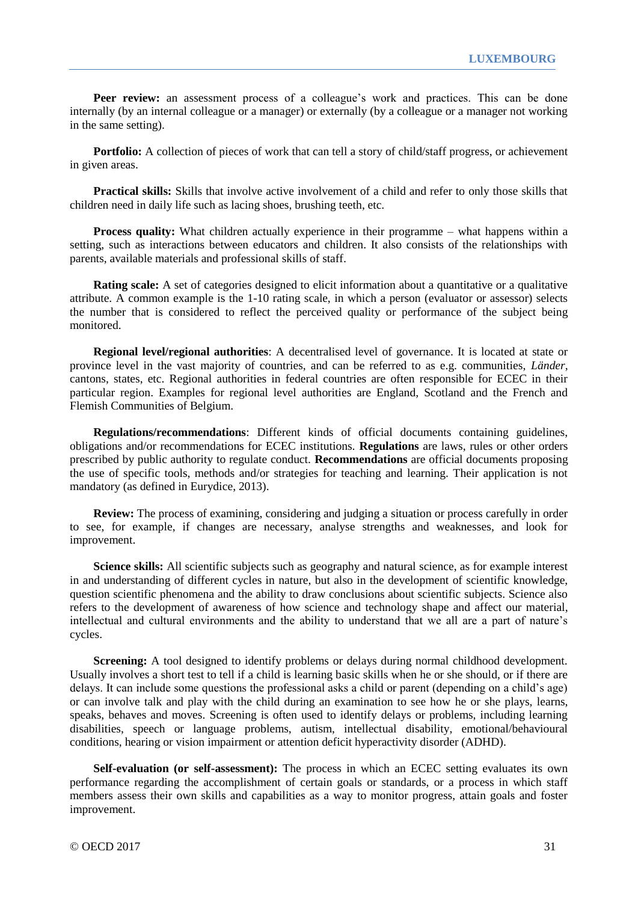**Peer review:** an assessment process of a colleague's work and practices. This can be done internally (by an internal colleague or a manager) or externally (by a colleague or a manager not working in the same setting).

**Portfolio:** A collection of pieces of work that can tell a story of child/staff progress, or achievement in given areas.

**Practical skills:** Skills that involve active involvement of a child and refer to only those skills that children need in daily life such as lacing shoes, brushing teeth, etc.

**Process quality:** What children actually experience in their programme – what happens within a setting, such as interactions between educators and children. It also consists of the relationships with parents, available materials and professional skills of staff.

**Rating scale:** A set of categories designed to elicit information about a quantitative or a qualitative attribute. A common example is the 1-10 rating scale, in which a person (evaluator or assessor) selects the number that is considered to reflect the perceived quality or performance of the subject being monitored.

**Regional level/regional authorities**: A decentralised level of governance. It is located at state or province level in the vast majority of countries, and can be referred to as e.g. communities, *Länder*, cantons, states, etc. Regional authorities in federal countries are often responsible for ECEC in their particular region. Examples for regional level authorities are England, Scotland and the French and Flemish Communities of Belgium.

**Regulations/recommendations**: Different kinds of official documents containing guidelines, obligations and/or recommendations for ECEC institutions. **Regulations** are laws, rules or other orders prescribed by public authority to regulate conduct. **Recommendations** are official documents proposing the use of specific tools, methods and/or strategies for teaching and learning. Their application is not mandatory (as defined in Eurydice, 2013).

**Review:** The process of examining, considering and judging a situation or process carefully in order to see, for example, if changes are necessary, analyse strengths and weaknesses, and look for improvement.

**Science skills:** All scientific subjects such as geography and natural science, as for example interest in and understanding of different cycles in nature, but also in the development of scientific knowledge, question scientific phenomena and the ability to draw conclusions about scientific subjects. Science also refers to the development of awareness of how science and technology shape and affect our material, intellectual and cultural environments and the ability to understand that we all are a part of nature's cycles.

**Screening:** A tool designed to identify problems or delays during normal childhood development. Usually involves a short test to tell if a child is learning basic skills when he or she should, or if there are delays. It can include some questions the professional asks a child or parent (depending on a child's age) or can involve talk and play with the child during an examination to see how he or she plays, learns, speaks, behaves and moves. Screening is often used to identify delays or problems, including learning disabilities, speech or language problems, autism, intellectual disability, emotional/behavioural conditions, hearing or vision impairment or attention deficit hyperactivity disorder (ADHD).

**Self-evaluation (or self-assessment):** The process in which an ECEC setting evaluates its own performance regarding the accomplishment of certain goals or standards, or a process in which staff members assess their own skills and capabilities as a way to monitor progress, attain goals and foster improvement.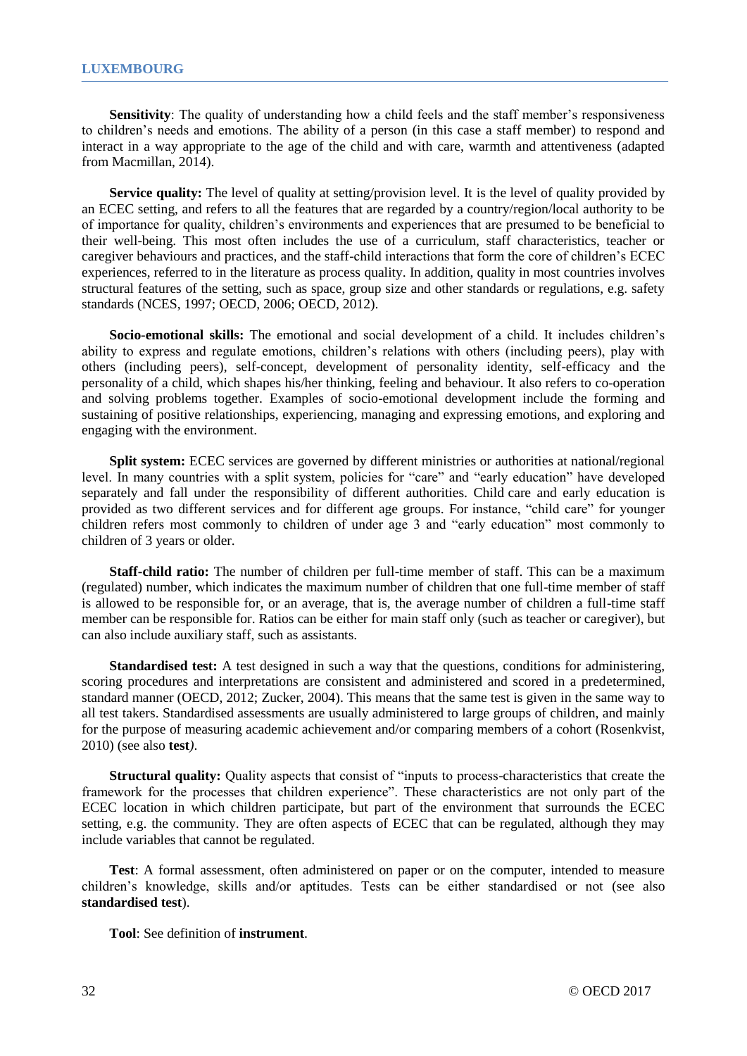**Sensitivity**: The quality of understanding how a child feels and the staff member's responsiveness to children's needs and emotions. The ability of a person (in this case a staff member) to respond and interact in a way appropriate to the age of the child and with care, warmth and attentiveness (adapted from Macmillan, 2014).

**Service quality:** The level of quality at setting/provision level. It is the level of quality provided by an ECEC setting, and refers to all the features that are regarded by a country/region/local authority to be of importance for quality, children's environments and experiences that are presumed to be beneficial to their well-being. This most often includes the use of a curriculum, staff characteristics, teacher or caregiver behaviours and practices, and the staff-child interactions that form the core of children's ECEC experiences, referred to in the literature as process quality. In addition, quality in most countries involves structural features of the setting, such as space, group size and other standards or regulations, e.g. safety standards (NCES, 1997; OECD, 2006; OECD, 2012).

**Socio-emotional skills:** The emotional and social development of a child. It includes children's ability to express and regulate emotions, children's relations with others (including peers), play with others (including peers), self-concept, development of personality identity, self-efficacy and the personality of a child, which shapes his/her thinking, feeling and behaviour. It also refers to co-operation and solving problems together. Examples of socio-emotional development include the forming and sustaining of positive relationships, experiencing, managing and expressing emotions, and exploring and engaging with the environment.

**Split system:** ECEC services are governed by different ministries or authorities at national/regional level. In many countries with a split system, policies for "care" and "early education" have developed separately and fall under the responsibility of different authorities. Child care and early education is provided as two different services and for different age groups. For instance, "child care" for younger children refers most commonly to children of under age 3 and "early education" most commonly to children of 3 years or older.

**Staff-child ratio:** The number of children per full-time member of staff. This can be a maximum (regulated) number, which indicates the maximum number of children that one full-time member of staff is allowed to be responsible for, or an average, that is, the average number of children a full-time staff member can be responsible for. Ratios can be either for main staff only (such as teacher or caregiver), but can also include auxiliary staff, such as assistants.

**Standardised test:** A test designed in such a way that the questions, conditions for administering, scoring procedures and interpretations are consistent and administered and scored in a predetermined, standard manner (OECD, 2012; Zucker, 2004). This means that the same test is given in the same way to all test takers. Standardised assessments are usually administered to large groups of children, and mainly for the purpose of measuring academic achievement and/or comparing members of a cohort (Rosenkvist, 2010) (see also **test**).

**Structural quality:** Quality aspects that consist of "inputs to process-characteristics that create the framework for the processes that children experience". These characteristics are not only part of the ECEC location in which children participate, but part of the environment that surrounds the ECEC setting, e.g. the community. They are often aspects of ECEC that can be regulated, although they may include variables that cannot be regulated.

**Test**: A formal assessment, often administered on paper or on the computer, intended to measure children's knowledge, skills and/or aptitudes. Tests can be either standardised or not (see also **standardised test**).

**Tool**: See definition of **instrument**.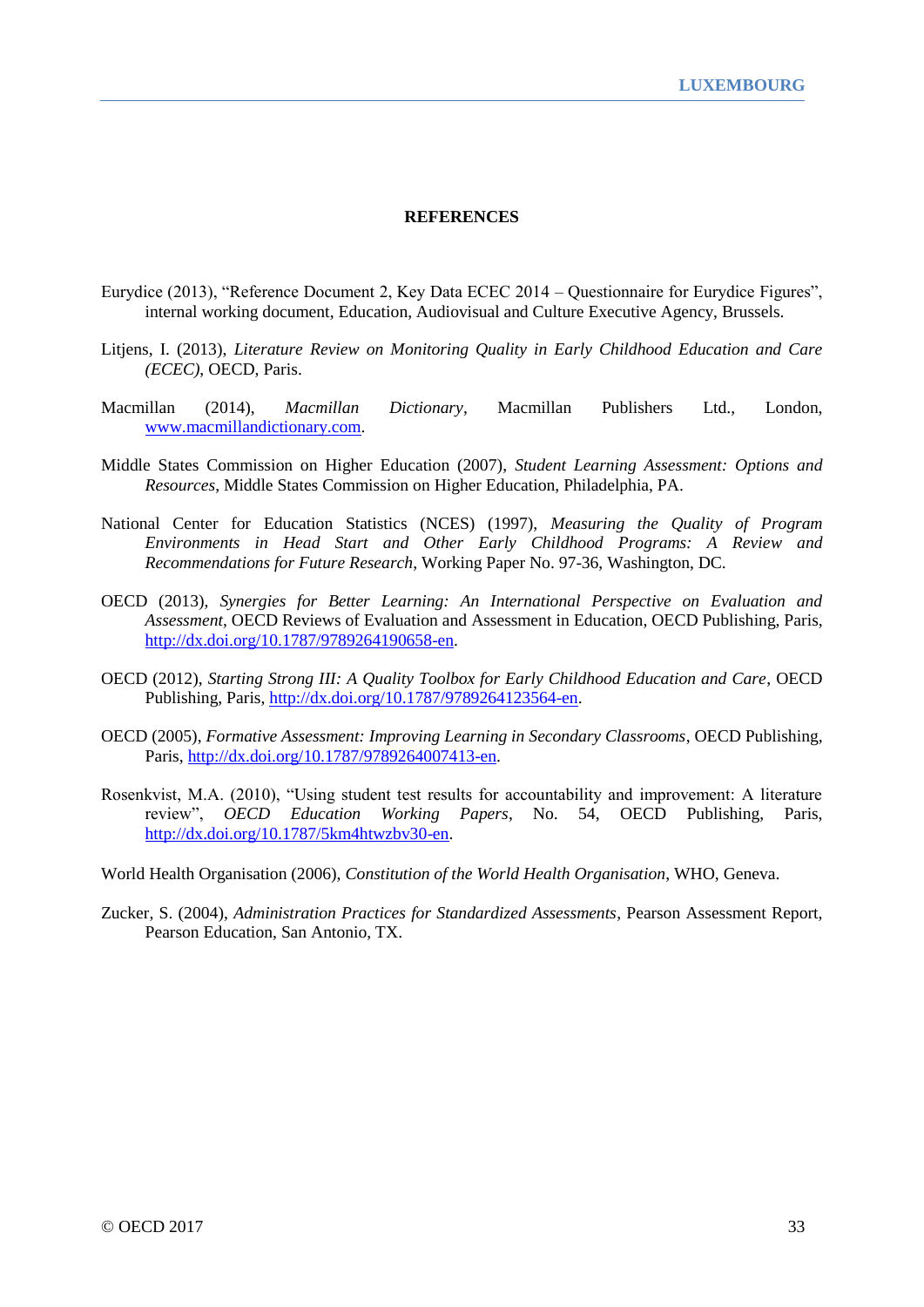# REFERENCES

Eurydice (2013), "Reference Document 2, Key Data ECEC 2014 – Questionnaire for Eurydice Figures", internal working document, Education, Audiovisual and Culture Executive Agency, Brussels.

Litjens, I. (2013), *Literature Review on Monitoring Quality in Early Childhood Education and Care (ECEC)*, OECD, Paris.

Macmillan (2014), *Macmillan Dictionary*, Macmillan Publishers Ltd., London, www.macmillandictionary.com.

Middle States Commission on Higher Education (2007), *Student Learning Assessment: Options and Resources*, Middle States Commission on Higher Education, Philadelphia, PA.

National Center for Education Statistics (NCES) (1997), *Measuring the Quality of Program Environments in Head Start and Other Early Childhood Programs: A Review and Recommendations for Future Research*, Working Paper No. 97-36, Washington, DC.

OECD (2013), *Synergies for Better Learning: An International Perspective on Evaluation and Assessment*, OECD Reviews of Evaluation and Assessment in Education, OECD Publishing, Paris, http://dx.doi.org/10.1787/9789264190658-en.

OECD (2012), *Starting Strong III: A Quality Toolbox for Early Childhood Education and Care*, OECD Publishing, Paris, http://dx.doi.org/10.1787/9789264123564-en.

OECD (2005), *Formative Assessment: Improving Learning in Secondary Classrooms*, OECD Publishing, Paris, http://dx.doi.org/10.1787/9789264007413-en.

Rosenkvist, M.A. (2010), "Using student test results for accountability and improvement: A literature review", *OECD Education Working Papers*, No. 54, OECD Publishing, Paris, http://dx.doi.org/10.1787/5km4htwzbv30-en.

World Health Organisation (2006), *Constitution of the World Health Organisation*, WHO, Geneva.

Zucker, S. (2004), *Administration Practices for Standardized Assessments*, Pearson Assessment Report, Pearson Education, San Antonio, TX.